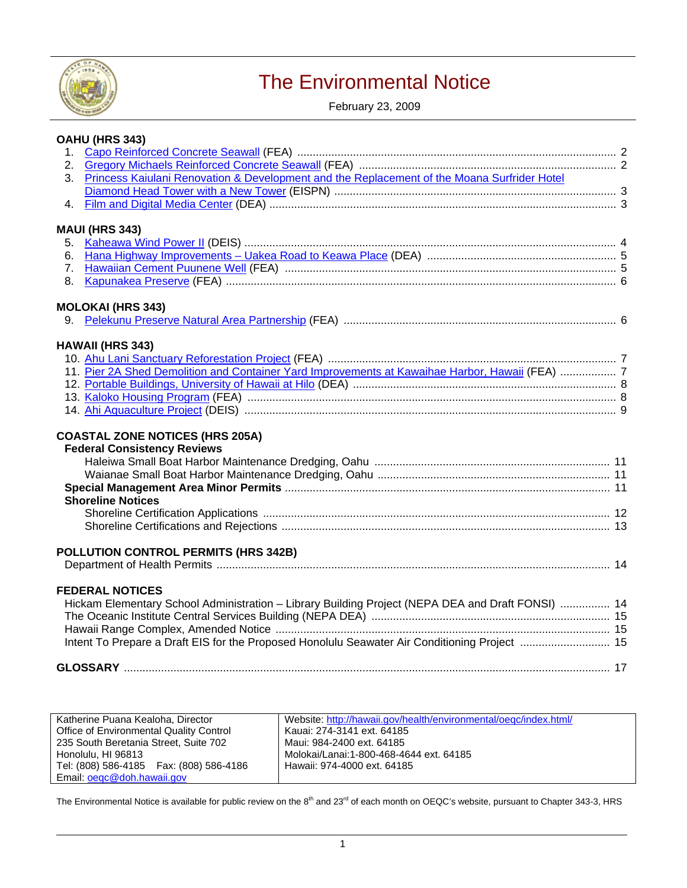# The Environmental Notice

February 23, 2009

## OAHU (HRS 343)

1. Capo Reinforced Concrete Seawall (FEA) .......... 2
2. Gregory Michaels Reinforced Concrete Seawall (FEA) .......... 2
3. Princess Kaiulani Renovation & Development and the Replacement of the Moana Surfrider Hotel Diamond Head Tower with a New Tower (EISPN) .......... 3
4. Film and Digital Media Center (DEA) .......... 3

## MAUI (HRS 343)

5. Kaheawa Wind Power II (DEIS) .......... 4
6. Hana Highway Improvements – Uakea Road to Keawa Place (DEA) .......... 5
7. Hawaiian Cement Puunene Well (FEA) .......... 5
8. Kapunakea Preserve (FEA) .......... 6

## MOLOKAI (HRS 343)

9. Pelekunu Preserve Natural Area Partnership (FEA) .......... 6

## HAWAII (HRS 343)

10. Ahu Lani Sanctuary Reforestation Project (FEA) .......... 7
11. Pier 2A Shed Demolition and Container Yard Improvements at Kawaihae Harbor, Hawaii (FEA) .......... 7
12. Portable Buildings, University of Hawaii at Hilo (DEA) .......... 8
13. Kaloko Housing Program (FEA) .......... 8
14. Ahi Aquaculture Project (DEIS) .......... 9

## COASTAL ZONE NOTICES (HRS 205A)

**Federal Consistency Reviews**

- Haleiwa Small Boat Harbor Maintenance Dredging, Oahu .......... 11
- Waianae Small Boat Harbor Maintenance Dredging, Oahu .......... 11

**Special Management Area Minor Permits** .......... 11

**Shoreline Notices**

- Shoreline Certification Applications .......... 12
- Shoreline Certifications and Rejections .......... 13

## POLLUTION CONTROL PERMITS (HRS 342B)

Department of Health Permits .......... 14

## FEDERAL NOTICES

Hickam Elementary School Administration – Library Building Project (NEPA DEA and Draft FONSI) .......... 14
The Oceanic Institute Central Services Building (NEPA DEA) .......... 15
Hawaii Range Complex, Amended Notice .......... 15
Intent To Prepare a Draft EIS for the Proposed Honolulu Seawater Air Conditioning Project .......... 15

## GLOSSARY .......... 17

| | |
|---|---|
| Katherine Puana Kealoha, Director<br>Office of Environmental Quality Control<br>235 South Beretania Street, Suite 702<br>Honolulu, HI 96813<br>Tel: (808) 586-4185 Fax: (808) 586-4186<br>Email: oeqc@doh.hawaii.gov | Website: http://hawaii.gov/health/environmental/oeqc/index.html/<br>Kauai: 274-3141 ext. 64185<br>Maui: 984-2400 ext. 64185<br>Molokai/Lanai:1-800-468-4644 ext. 64185<br>Hawaii: 974-4000 ext. 64185 |

The Environmental Notice is available for public review on the 8th and 23rd of each month on OEQC's website, pursuant to Chapter 343-3, HRS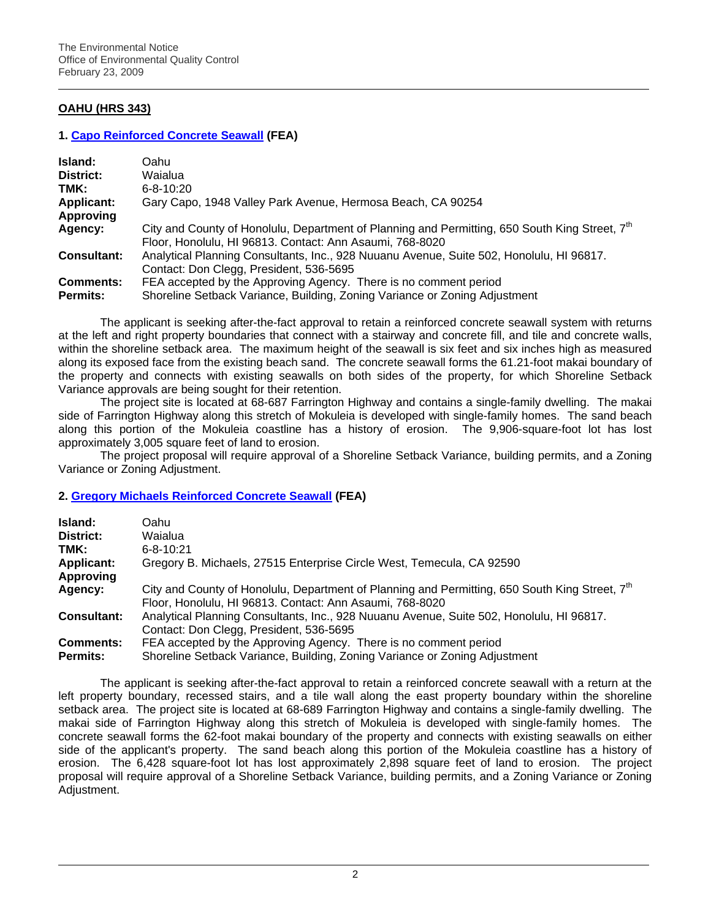## OAHU (HRS 343)

### 1. Capo Reinforced Concrete Seawall (FEA)

| | |
|---|---|
| **Island:** | Oahu |
| **District:** | Waialua |
| **TMK:** | 6-8-10:20 |
| **Applicant:** | Gary Capo, 1948 Valley Park Avenue, Hermosa Beach, CA 90254 |
| **Approving Agency:** | City and County of Honolulu, Department of Planning and Permitting, 650 South King Street, 7th Floor, Honolulu, HI 96813. Contact: Ann Asaumi, 768-8020 |
| **Consultant:** | Analytical Planning Consultants, Inc., 928 Nuuanu Avenue, Suite 502, Honolulu, HI 96817. Contact: Don Clegg, President, 536-5695 |
| **Comments:** | FEA accepted by the Approving Agency. There is no comment period |
| **Permits:** | Shoreline Setback Variance, Building, Zoning Variance or Zoning Adjustment |

The applicant is seeking after-the-fact approval to retain a reinforced concrete seawall system with returns at the left and right property boundaries that connect with a stairway and concrete fill, and tile and concrete walls, within the shoreline setback area. The maximum height of the seawall is six feet and six inches high as measured along its exposed face from the existing beach sand. The concrete seawall forms the 61.21-foot makai boundary of the property and connects with existing seawalls on both sides of the property, for which Shoreline Setback Variance approvals are being sought for their retention.

The project site is located at 68-687 Farrington Highway and contains a single-family dwelling. The makai side of Farrington Highway along this stretch of Mokuleia is developed with single-family homes. The sand beach along this portion of the Mokuleia coastline has a history of erosion. The 9,906-square-foot lot has lost approximately 3,005 square feet of land to erosion.

The project proposal will require approval of a Shoreline Setback Variance, building permits, and a Zoning Variance or Zoning Adjustment.

### 2. Gregory Michaels Reinforced Concrete Seawall (FEA)

| | |
|---|---|
| **Island:** | Oahu |
| **District:** | Waialua |
| **TMK:** | 6-8-10:21 |
| **Applicant:** | Gregory B. Michaels, 27515 Enterprise Circle West, Temecula, CA 92590 |
| **Approving Agency:** | City and County of Honolulu, Department of Planning and Permitting, 650 South King Street, 7th Floor, Honolulu, HI 96813. Contact: Ann Asaumi, 768-8020 |
| **Consultant:** | Analytical Planning Consultants, Inc., 928 Nuuanu Avenue, Suite 502, Honolulu, HI 96817. Contact: Don Clegg, President, 536-5695 |
| **Comments:** | FEA accepted by the Approving Agency. There is no comment period |
| **Permits:** | Shoreline Setback Variance, Building, Zoning Variance or Zoning Adjustment |

The applicant is seeking after-the-fact approval to retain a reinforced concrete seawall with a return at the left property boundary, recessed stairs, and a tile wall along the east property boundary within the shoreline setback area. The project site is located at 68-689 Farrington Highway and contains a single-family dwelling. The makai side of Farrington Highway along this stretch of Mokuleia is developed with single-family homes. The concrete seawall forms the 62-foot makai boundary of the property and connects with existing seawalls on either side of the applicant's property. The sand beach along this portion of the Mokuleia coastline has a history of erosion. The 6,428 square-foot lot has lost approximately 2,898 square feet of land to erosion. The project proposal will require approval of a Shoreline Setback Variance, building permits, and a Zoning Variance or Zoning Adjustment.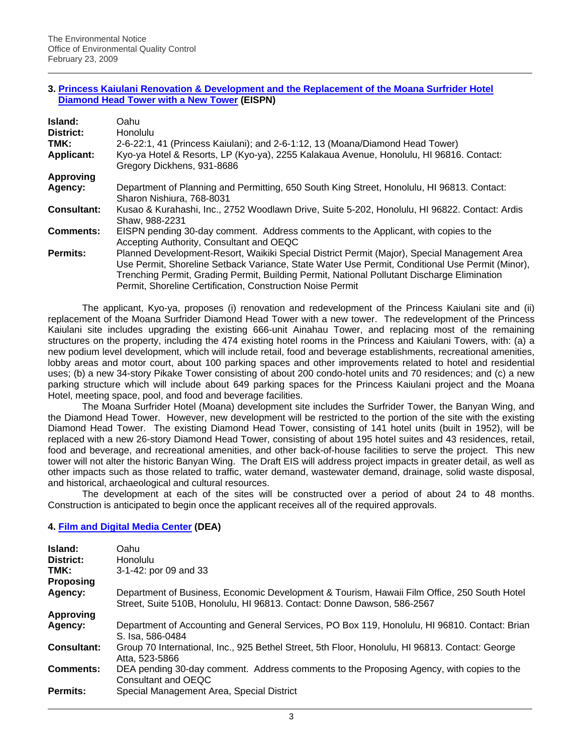### 3. Princess Kaiulani Renovation & Development and the Replacement of the Moana Surfrider Hotel Diamond Head Tower with a New Tower (EISPN)

| | |
|---|---|
| **Island:** | Oahu |
| **District:** | Honolulu |
| **TMK:** | 2-6-22:1, 41 (Princess Kaiulani); and 2-6-1:12, 13 (Moana/Diamond Head Tower) |
| **Applicant:** | Kyo-ya Hotel & Resorts, LP (Kyo-ya), 2255 Kalakaua Avenue, Honolulu, HI 96816. Contact: Gregory Dickhens, 931-8686 |
| **Approving Agency:** | Department of Planning and Permitting, 650 South King Street, Honolulu, HI 96813. Contact: Sharon Nishiura, 768-8031 |
| **Consultant:** | Kusao & Kurahashi, Inc., 2752 Woodlawn Drive, Suite 5-202, Honolulu, HI 96822. Contact: Ardis Shaw, 988-2231 |
| **Comments:** | EISPN pending 30-day comment. Address comments to the Applicant, with copies to the Accepting Authority, Consultant and OEQC |
| **Permits:** | Planned Development-Resort, Waikiki Special District Permit (Major), Special Management Area Use Permit, Shoreline Setback Variance, State Water Use Permit, Conditional Use Permit (Minor), Trenching Permit, Grading Permit, Building Permit, National Pollutant Discharge Elimination Permit, Shoreline Certification, Construction Noise Permit |

The applicant, Kyo-ya, proposes (i) renovation and redevelopment of the Princess Kaiulani site and (ii) replacement of the Moana Surfrider Diamond Head Tower with a new tower. The redevelopment of the Princess Kaiulani site includes upgrading the existing 666-unit Ainahau Tower, and replacing most of the remaining structures on the property, including the 474 existing hotel rooms in the Princess and Kaiulani Towers, with: (a) a new podium level development, which will include retail, food and beverage establishments, recreational amenities, lobby areas and motor court, about 100 parking spaces and other improvements related to hotel and residential uses; (b) a new 34-story Pikake Tower consisting of about 200 condo-hotel units and 70 residences; and (c) a new parking structure which will include about 649 parking spaces for the Princess Kaiulani project and the Moana Hotel, meeting space, pool, and food and beverage facilities.

The Moana Surfrider Hotel (Moana) development site includes the Surfrider Tower, the Banyan Wing, and the Diamond Head Tower. However, new development will be restricted to the portion of the site with the existing Diamond Head Tower. The existing Diamond Head Tower, consisting of 141 hotel units (built in 1952), will be replaced with a new 26-story Diamond Head Tower, consisting of about 195 hotel suites and 43 residences, retail, food and beverage, and recreational amenities, and other back-of-house facilities to serve the project. This new tower will not alter the historic Banyan Wing. The Draft EIS will address project impacts in greater detail, as well as other impacts such as those related to traffic, water demand, wastewater demand, drainage, solid waste disposal, and historical, archaeological and cultural resources.

The development at each of the sites will be constructed over a period of about 24 to 48 months. Construction is anticipated to begin once the applicant receives all of the required approvals.

### 4. Film and Digital Media Center (DEA)

| | |
|---|---|
| **Island:** | Oahu |
| **District:** | Honolulu |
| **TMK:** | 3-1-42: por 09 and 33 |
| **Proposing Agency:** | Department of Business, Economic Development & Tourism, Hawaii Film Office, 250 South Hotel Street, Suite 510B, Honolulu, HI 96813. Contact: Donne Dawson, 586-2567 |
| **Approving Agency:** | Department of Accounting and General Services, PO Box 119, Honolulu, HI 96810. Contact: Brian S. Isa, 586-0484 |
| **Consultant:** | Group 70 International, Inc., 925 Bethel Street, 5th Floor, Honolulu, HI 96813. Contact: George Atta, 523-5866 |
| **Comments:** | DEA pending 30-day comment. Address comments to the Proposing Agency, with copies to the Consultant and OEQC |
| **Permits:** | Special Management Area, Special District |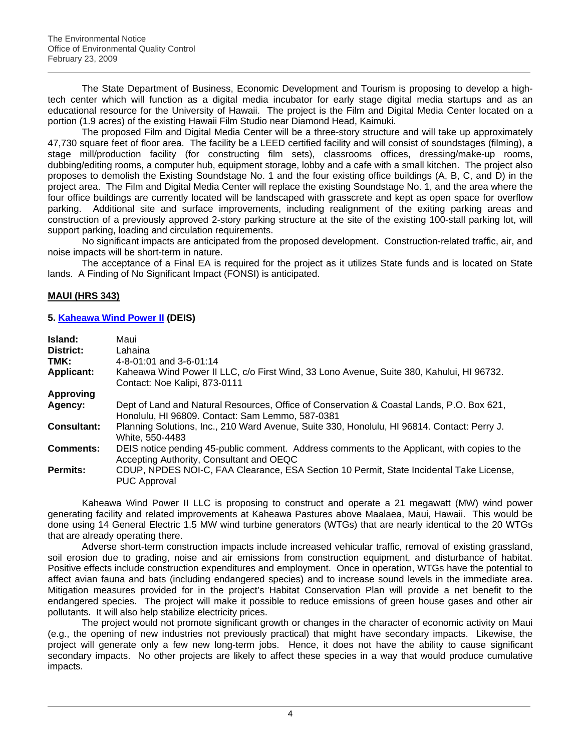The State Department of Business, Economic Development and Tourism is proposing to develop a high-tech center which will function as a digital media incubator for early stage digital media startups and as an educational resource for the University of Hawaii. The project is the Film and Digital Media Center located on a portion (1.9 acres) of the existing Hawaii Film Studio near Diamond Head, Kaimuki.

The proposed Film and Digital Media Center will be a three-story structure and will take up approximately 47,730 square feet of floor area. The facility be a LEED certified facility and will consist of soundstages (filming), a stage mill/production facility (for constructing film sets), classrooms offices, dressing/make-up rooms, dubbing/editing rooms, a computer hub, equipment storage, lobby and a cafe with a small kitchen. The project also proposes to demolish the Existing Soundstage No. 1 and the four existing office buildings (A, B, C, and D) in the project area. The Film and Digital Media Center will replace the existing Soundstage No. 1, and the area where the four office buildings are currently located will be landscaped with grasscrete and kept as open space for overflow parking. Additional site and surface improvements, including realignment of the exiting parking areas and construction of a previously approved 2-story parking structure at the site of the existing 100-stall parking lot, will support parking, loading and circulation requirements.

No significant impacts are anticipated from the proposed development. Construction-related traffic, air, and noise impacts will be short-term in nature.

The acceptance of a Final EA is required for the project as it utilizes State funds and is located on State lands. A Finding of No Significant Impact (FONSI) is anticipated.

## MAUI (HRS 343)

### 5. Kaheawa Wind Power II (DEIS)

| | |
|---|---|
| **Island:** | Maui |
| **District:** | Lahaina |
| **TMK:** | 4-8-01:01 and 3-6-01:14 |
| **Applicant:** | Kaheawa Wind Power II LLC, c/o First Wind, 33 Lono Avenue, Suite 380, Kahului, HI 96732. Contact: Noe Kalipi, 873-0111 |
| **Approving Agency:** | Dept of Land and Natural Resources, Office of Conservation & Coastal Lands, P.O. Box 621, Honolulu, HI 96809. Contact: Sam Lemmo, 587-0381 |
| **Consultant:** | Planning Solutions, Inc., 210 Ward Avenue, Suite 330, Honolulu, HI 96814. Contact: Perry J. White, 550-4483 |
| **Comments:** | DEIS notice pending 45-public comment. Address comments to the Applicant, with copies to the Accepting Authority, Consultant and OEQC |
| **Permits:** | CDUP, NPDES NOI-C, FAA Clearance, ESA Section 10 Permit, State Incidental Take License, PUC Approval |

Kaheawa Wind Power II LLC is proposing to construct and operate a 21 megawatt (MW) wind power generating facility and related improvements at Kaheawa Pastures above Maalaea, Maui, Hawaii. This would be done using 14 General Electric 1.5 MW wind turbine generators (WTGs) that are nearly identical to the 20 WTGs that are already operating there.

Adverse short-term construction impacts include increased vehicular traffic, removal of existing grassland, soil erosion due to grading, noise and air emissions from construction equipment, and disturbance of habitat. Positive effects include construction expenditures and employment. Once in operation, WTGs have the potential to affect avian fauna and bats (including endangered species) and to increase sound levels in the immediate area. Mitigation measures provided for in the project's Habitat Conservation Plan will provide a net benefit to the endangered species. The project will make it possible to reduce emissions of green house gases and other air pollutants. It will also help stabilize electricity prices.

The project would not promote significant growth or changes in the character of economic activity on Maui (e.g., the opening of new industries not previously practical) that might have secondary impacts. Likewise, the project will generate only a few new long-term jobs. Hence, it does not have the ability to cause significant secondary impacts. No other projects are likely to affect these species in a way that would produce cumulative impacts.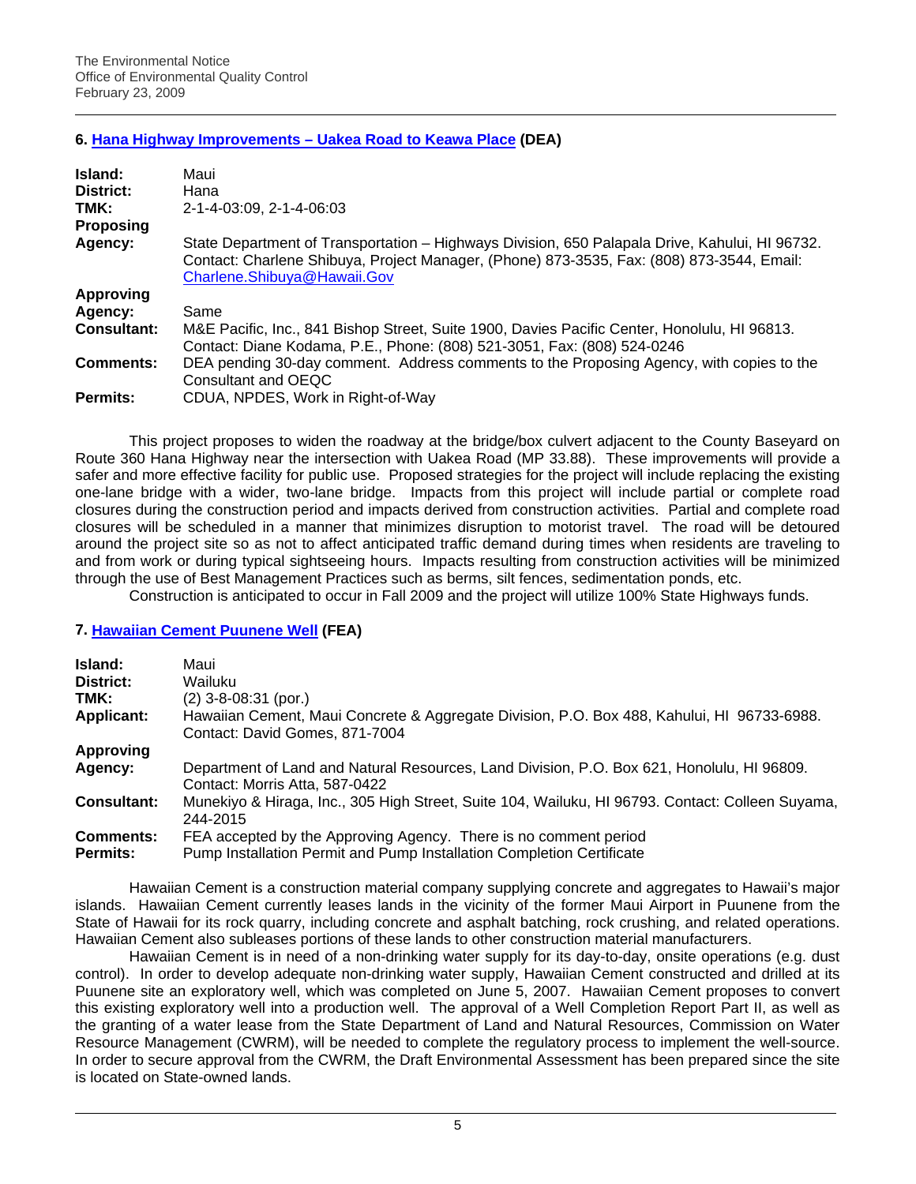## 6. [Hana Highway Improvements – Uakea Road to Keawa Place](#) (DEA)

| | |
|---|---|
| **Island:** | Maui |
| **District:** | Hana |
| **TMK:** | 2-1-4-03:09, 2-1-4-06:03 |
| **Proposing Agency:** | State Department of Transportation – Highways Division, 650 Palapala Drive, Kahului, HI 96732. Contact: Charlene Shibuya, Project Manager, (Phone) 873-3535, Fax: (808) 873-3544, Email: Charlene.Shibuya@Hawaii.Gov |
| **Approving Agency:** | Same |
| **Consultant:** | M&E Pacific, Inc., 841 Bishop Street, Suite 1900, Davies Pacific Center, Honolulu, HI 96813. Contact: Diane Kodama, P.E., Phone: (808) 521-3051, Fax: (808) 524-0246 |
| **Comments:** | DEA pending 30-day comment. Address comments to the Proposing Agency, with copies to the Consultant and OEQC |
| **Permits:** | CDUA, NPDES, Work in Right-of-Way |

This project proposes to widen the roadway at the bridge/box culvert adjacent to the County Baseyard on Route 360 Hana Highway near the intersection with Uakea Road (MP 33.88). These improvements will provide a safer and more effective facility for public use. Proposed strategies for the project will include replacing the existing one-lane bridge with a wider, two-lane bridge. Impacts from this project will include partial or complete road closures during the construction period and impacts derived from construction activities. Partial and complete road closures will be scheduled in a manner that minimizes disruption to motorist travel. The road will be detoured around the project site so as not to affect anticipated traffic demand during times when residents are traveling to and from work or during typical sightseeing hours. Impacts resulting from construction activities will be minimized through the use of Best Management Practices such as berms, silt fences, sedimentation ponds, etc.

Construction is anticipated to occur in Fall 2009 and the project will utilize 100% State Highways funds.

## 7. [Hawaiian Cement Puunene Well](#) (FEA)

| | |
|---|---|
| **Island:** | Maui |
| **District:** | Wailuku |
| **TMK:** | (2) 3-8-08:31 (por.) |
| **Applicant:** | Hawaiian Cement, Maui Concrete & Aggregate Division, P.O. Box 488, Kahului, HI 96733-6988. Contact: David Gomes, 871-7004 |
| **Approving Agency:** | Department of Land and Natural Resources, Land Division, P.O. Box 621, Honolulu, HI 96809. Contact: Morris Atta, 587-0422 |
| **Consultant:** | Munekiyo & Hiraga, Inc., 305 High Street, Suite 104, Wailuku, HI 96793. Contact: Colleen Suyama, 244-2015 |
| **Comments:** | FEA accepted by the Approving Agency. There is no comment period |
| **Permits:** | Pump Installation Permit and Pump Installation Completion Certificate |

Hawaiian Cement is a construction material company supplying concrete and aggregates to Hawaii's major islands. Hawaiian Cement currently leases lands in the vicinity of the former Maui Airport in Puunene from the State of Hawaii for its rock quarry, including concrete and asphalt batching, rock crushing, and related operations. Hawaiian Cement also subleases portions of these lands to other construction material manufacturers.

Hawaiian Cement is in need of a non-drinking water supply for its day-to-day, onsite operations (e.g. dust control). In order to develop adequate non-drinking water supply, Hawaiian Cement constructed and drilled at its Puunene site an exploratory well, which was completed on June 5, 2007. Hawaiian Cement proposes to convert this existing exploratory well into a production well. The approval of a Well Completion Report Part II, as well as the granting of a water lease from the State Department of Land and Natural Resources, Commission on Water Resource Management (CWRM), will be needed to complete the regulatory process to implement the well-source. In order to secure approval from the CWRM, the Draft Environmental Assessment has been prepared since the site is located on State-owned lands.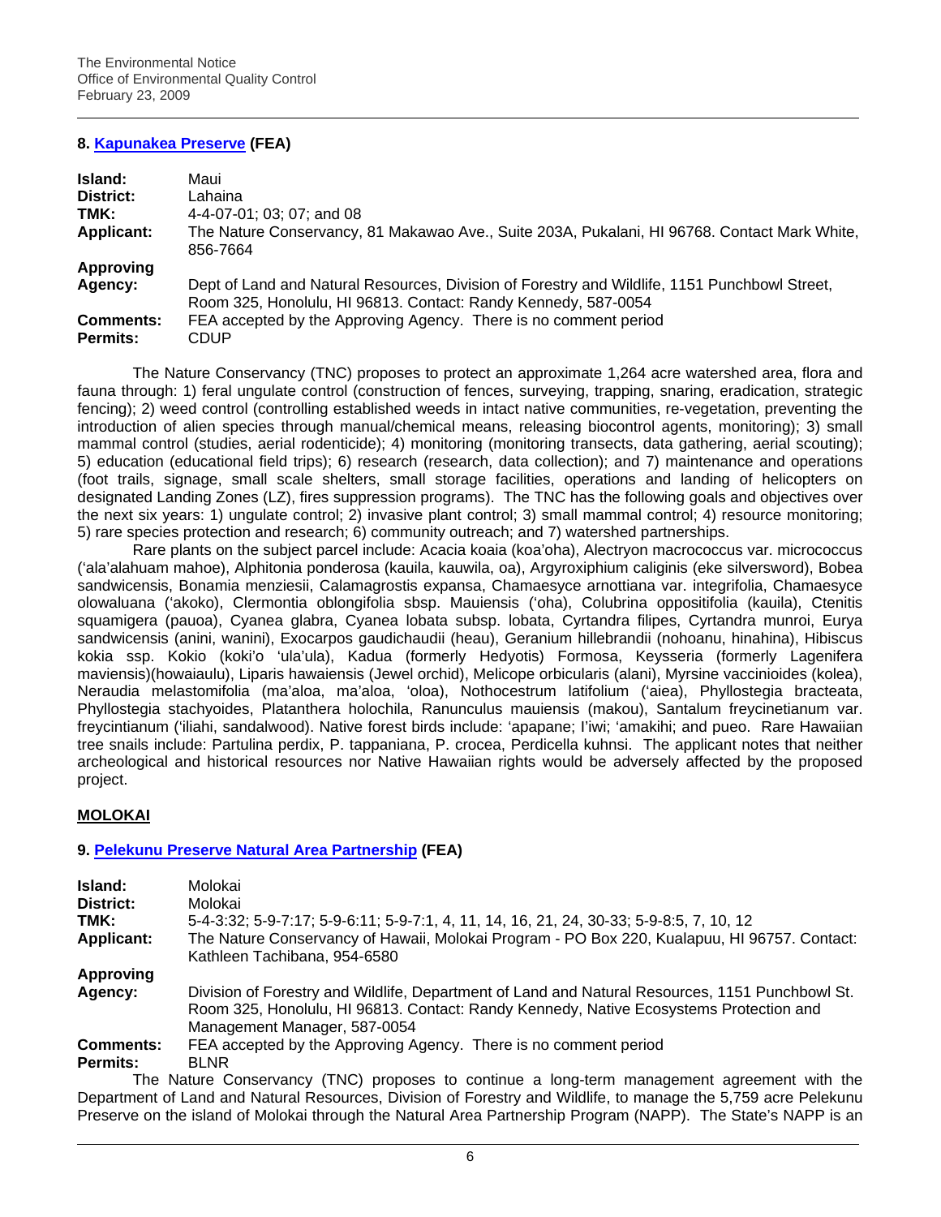### 8. Kapunakea Preserve (FEA)

| | |
|---|---|
| **Island:** | Maui |
| **District:** | Lahaina |
| **TMK:** | 4-4-07-01; 03; 07; and 08 |
| **Applicant:** | The Nature Conservancy, 81 Makawao Ave., Suite 203A, Pukalani, HI 96768. Contact Mark White, 856-7664 |
| **Approving Agency:** | Dept of Land and Natural Resources, Division of Forestry and Wildlife, 1151 Punchbowl Street, Room 325, Honolulu, HI 96813. Contact: Randy Kennedy, 587-0054 |
| **Comments:** | FEA accepted by the Approving Agency. There is no comment period |
| **Permits:** | CDUP |

The Nature Conservancy (TNC) proposes to protect an approximate 1,264 acre watershed area, flora and fauna through: 1) feral ungulate control (construction of fences, surveying, trapping, snaring, eradication, strategic fencing); 2) weed control (controlling established weeds in intact native communities, re-vegetation, preventing the introduction of alien species through manual/chemical means, releasing biocontrol agents, monitoring); 3) small mammal control (studies, aerial rodenticide); 4) monitoring (monitoring transects, data gathering, aerial scouting); 5) education (educational field trips); 6) research (research, data collection); and 7) maintenance and operations (foot trails, signage, small scale shelters, small storage facilities, operations and landing of helicopters on designated Landing Zones (LZ), fires suppression programs). The TNC has the following goals and objectives over the next six years: 1) ungulate control; 2) invasive plant control; 3) small mammal control; 4) resource monitoring; 5) rare species protection and research; 6) community outreach; and 7) watershed partnerships.

Rare plants on the subject parcel include: Acacia koaia (koa'oha), Alectryon macrococcus var. micrococcus ('ala'alahuam mahoe), Alphitonia ponderosa (kauila, kauwila, oa), Argyroxiphium caliginis (eke silversword), Bobea sandwicensis, Bonamia menziesii, Calamagrostis expansa, Chamaesyce arnottiana var. integrifolia, Chamaesyce olowaluana ('akoko), Clermontia oblongifolia sbsp. Mauiensis ('oha), Colubrina oppositifolia (kauila), Ctenitis squamigera (pauoa), Cyanea glabra, Cyanea lobata subsp. lobata, Cyrtandra filipes, Cyrtandra munroi, Eurya sandwicensis (anini, wanini), Exocarpos gaudichaudii (heau), Geranium hillebrandii (nohoanu, hinahina), Hibiscus kokia ssp. Kokio (koki'o 'ula'ula), Kadua (formerly Hedyotis) Formosa, Keysseria (formerly Lagenifera maviensis)(howaiaulu), Liparis hawaiensis (Jewel orchid), Melicope orbicularis (alani), Myrsine vaccinioides (kolea), Neraudia melastomifolia (ma'aloa, ma'aloa, 'oloa), Nothocestrum latifolium ('aiea), Phyllostegia bracteata, Phyllostegia stachyoides, Platanthera holochila, Ranunculus mauiensis (makou), Santalum freycinetianum var. freycintianum ('iliahi, sandalwood). Native forest birds include: 'apapane; I'iwi; 'amakihi; and pueo. Rare Hawaiian tree snails include: Partulina perdix, P. tappaniana, P. crocea, Perdicella kuhnsi. The applicant notes that neither archeological and historical resources nor Native Hawaiian rights would be adversely affected by the proposed project.

## MOLOKAI

### 9. Pelekunu Preserve Natural Area Partnership (FEA)

| | |
|---|---|
| **Island:** | Molokai |
| **District:** | Molokai |
| **TMK:** | 5-4-3:32; 5-9-7:17; 5-9-6:11; 5-9-7:1, 4, 11, 14, 16, 21, 24, 30-33; 5-9-8:5, 7, 10, 12 |
| **Applicant:** | The Nature Conservancy of Hawaii, Molokai Program - PO Box 220, Kualapuu, HI 96757. Contact: Kathleen Tachibana, 954-6580 |
| **Approving Agency:** | Division of Forestry and Wildlife, Department of Land and Natural Resources, 1151 Punchbowl St. Room 325, Honolulu, HI 96813. Contact: Randy Kennedy, Native Ecosystems Protection and Management Manager, 587-0054 |
| **Comments:** | FEA accepted by the Approving Agency. There is no comment period |
| **Permits:** | BLNR |

The Nature Conservancy (TNC) proposes to continue a long-term management agreement with the Department of Land and Natural Resources, Division of Forestry and Wildlife, to manage the 5,759 acre Pelekunu Preserve on the island of Molokai through the Natural Area Partnership Program (NAPP). The State's NAPP is an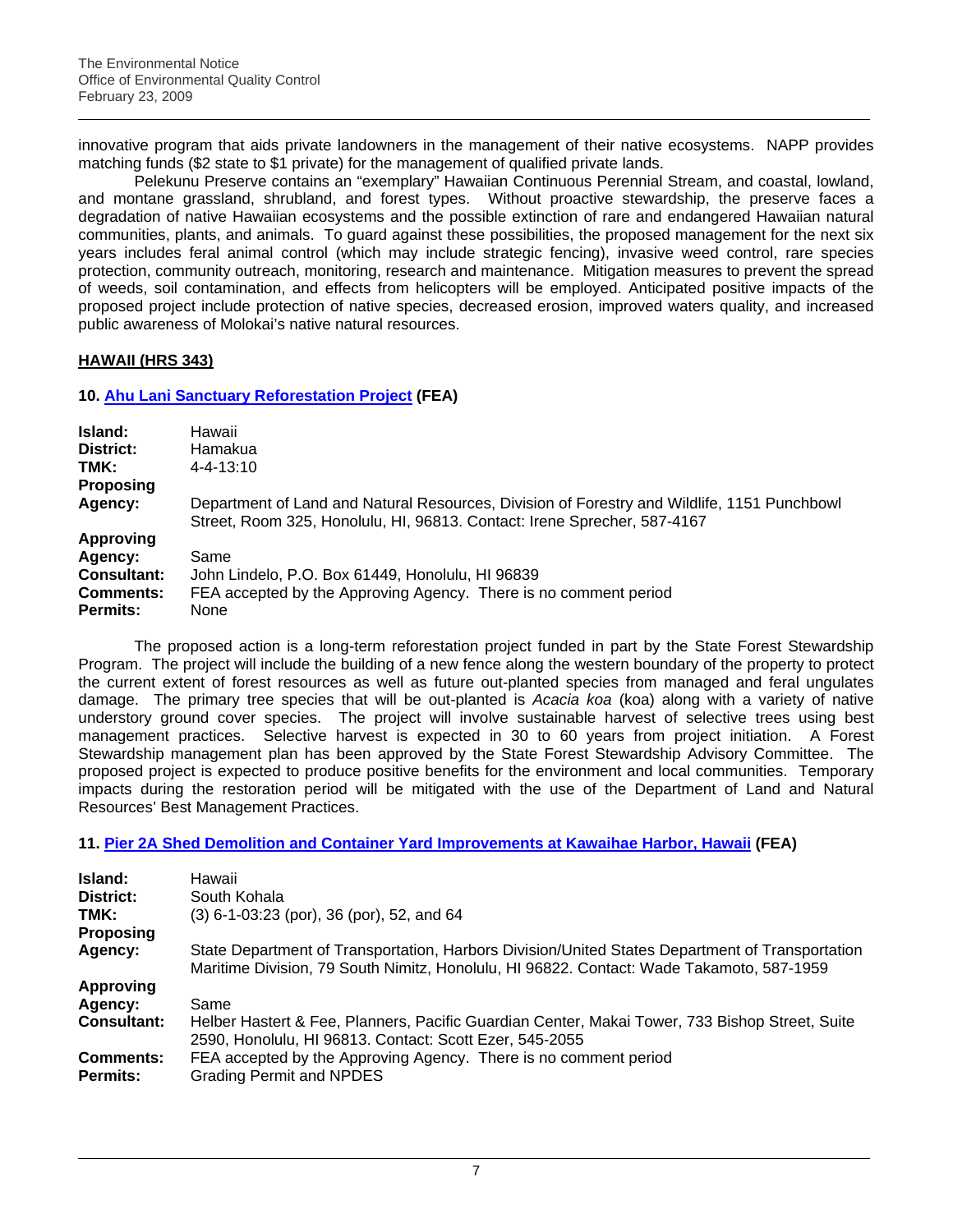innovative program that aids private landowners in the management of their native ecosystems. NAPP provides matching funds ($2 state to $1 private) for the management of qualified private lands.

Pelekunu Preserve contains an "exemplary" Hawaiian Continuous Perennial Stream, and coastal, lowland, and montane grassland, shrubland, and forest types. Without proactive stewardship, the preserve faces a degradation of native Hawaiian ecosystems and the possible extinction of rare and endangered Hawaiian natural communities, plants, and animals. To guard against these possibilities, the proposed management for the next six years includes feral animal control (which may include strategic fencing), invasive weed control, rare species protection, community outreach, monitoring, research and maintenance. Mitigation measures to prevent the spread of weeds, soil contamination, and effects from helicopters will be employed. Anticipated positive impacts of the proposed project include protection of native species, decreased erosion, improved waters quality, and increased public awareness of Molokai's native natural resources.

## HAWAII (HRS 343)

### 10. Ahu Lani Sanctuary Reforestation Project (FEA)

| | |
|---|---|
| **Island:** | Hawaii |
| **District:** | Hamakua |
| **TMK:** | 4-4-13:10 |
| **Proposing Agency:** | Department of Land and Natural Resources, Division of Forestry and Wildlife, 1151 Punchbowl Street, Room 325, Honolulu, HI, 96813. Contact: Irene Sprecher, 587-4167 |
| **Approving Agency:** | Same |
| **Consultant:** | John Lindelo, P.O. Box 61449, Honolulu, HI 96839 |
| **Comments:** | FEA accepted by the Approving Agency. There is no comment period |
| **Permits:** | None |

The proposed action is a long-term reforestation project funded in part by the State Forest Stewardship Program. The project will include the building of a new fence along the western boundary of the property to protect the current extent of forest resources as well as future out-planted species from managed and feral ungulates damage. The primary tree species that will be out-planted is *Acacia koa* (koa) along with a variety of native understory ground cover species. The project will involve sustainable harvest of selective trees using best management practices. Selective harvest is expected in 30 to 60 years from project initiation. A Forest Stewardship management plan has been approved by the State Forest Stewardship Advisory Committee. The proposed project is expected to produce positive benefits for the environment and local communities. Temporary impacts during the restoration period will be mitigated with the use of the Department of Land and Natural Resources' Best Management Practices.

### 11. Pier 2A Shed Demolition and Container Yard Improvements at Kawaihae Harbor, Hawaii (FEA)

| | |
|---|---|
| **Island:** | Hawaii |
| **District:** | South Kohala |
| **TMK:** | (3) 6-1-03:23 (por), 36 (por), 52, and 64 |
| **Proposing Agency:** | State Department of Transportation, Harbors Division/United States Department of Transportation Maritime Division, 79 South Nimitz, Honolulu, HI 96822. Contact: Wade Takamoto, 587-1959 |
| **Approving Agency:** | Same |
| **Consultant:** | Helber Hastert & Fee, Planners, Pacific Guardian Center, Makai Tower, 733 Bishop Street, Suite 2590, Honolulu, HI 96813. Contact: Scott Ezer, 545-2055 |
| **Comments:** | FEA accepted by the Approving Agency. There is no comment period |
| **Permits:** | Grading Permit and NPDES |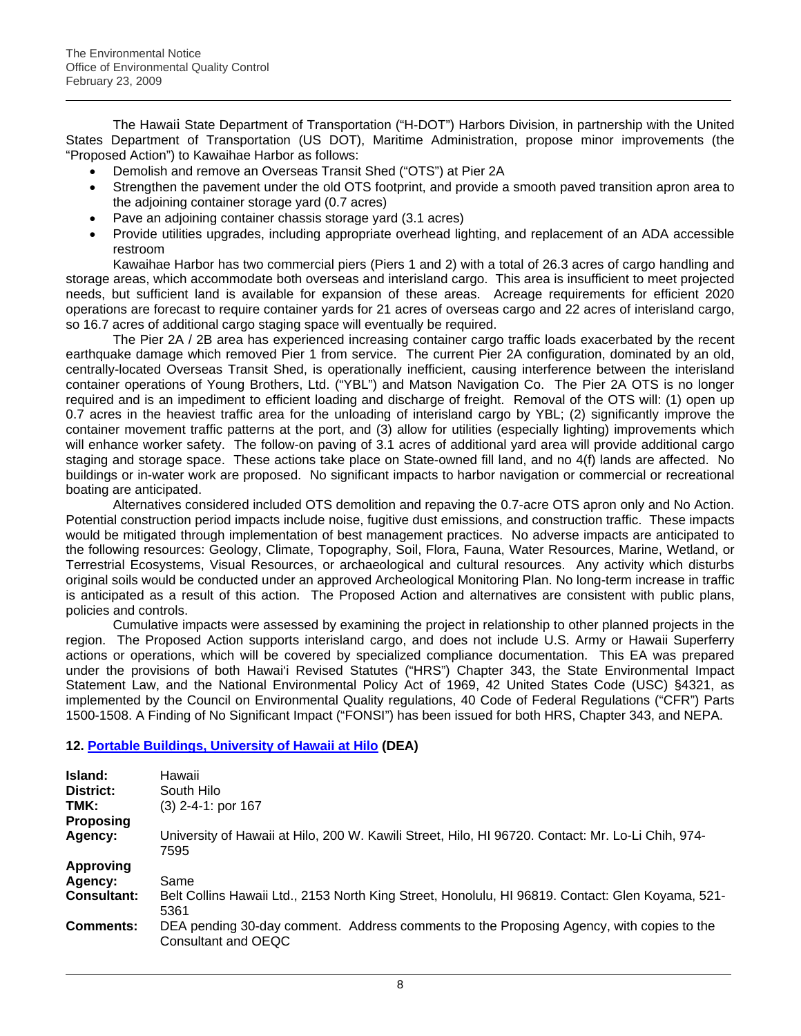The Hawaii State Department of Transportation ("H-DOT") Harbors Division, in partnership with the United States Department of Transportation (US DOT), Maritime Administration, propose minor improvements (the "Proposed Action") to Kawaihae Harbor as follows:

- Demolish and remove an Overseas Transit Shed ("OTS") at Pier 2A
- Strengthen the pavement under the old OTS footprint, and provide a smooth paved transition apron area to the adjoining container storage yard (0.7 acres)
- Pave an adjoining container chassis storage yard (3.1 acres)
- Provide utilities upgrades, including appropriate overhead lighting, and replacement of an ADA accessible restroom

Kawaihae Harbor has two commercial piers (Piers 1 and 2) with a total of 26.3 acres of cargo handling and storage areas, which accommodate both overseas and interisland cargo. This area is insufficient to meet projected needs, but sufficient land is available for expansion of these areas. Acreage requirements for efficient 2020 operations are forecast to require container yards for 21 acres of overseas cargo and 22 acres of interisland cargo, so 16.7 acres of additional cargo staging space will eventually be required.

The Pier 2A / 2B area has experienced increasing container cargo traffic loads exacerbated by the recent earthquake damage which removed Pier 1 from service. The current Pier 2A configuration, dominated by an old, centrally-located Overseas Transit Shed, is operationally inefficient, causing interference between the interisland container operations of Young Brothers, Ltd. ("YBL") and Matson Navigation Co. The Pier 2A OTS is no longer required and is an impediment to efficient loading and discharge of freight. Removal of the OTS will: (1) open up 0.7 acres in the heaviest traffic area for the unloading of interisland cargo by YBL; (2) significantly improve the container movement traffic patterns at the port, and (3) allow for utilities (especially lighting) improvements which will enhance worker safety. The follow-on paving of 3.1 acres of additional yard area will provide additional cargo staging and storage space. These actions take place on State-owned fill land, and no 4(f) lands are affected. No buildings or in-water work are proposed. No significant impacts to harbor navigation or commercial or recreational boating are anticipated.

Alternatives considered included OTS demolition and repaving the 0.7-acre OTS apron only and No Action. Potential construction period impacts include noise, fugitive dust emissions, and construction traffic. These impacts would be mitigated through implementation of best management practices. No adverse impacts are anticipated to the following resources: Geology, Climate, Topography, Soil, Flora, Fauna, Water Resources, Marine, Wetland, or Terrestrial Ecosystems, Visual Resources, or archaeological and cultural resources. Any activity which disturbs original soils would be conducted under an approved Archeological Monitoring Plan. No long-term increase in traffic is anticipated as a result of this action. The Proposed Action and alternatives are consistent with public plans, policies and controls.

Cumulative impacts were assessed by examining the project in relationship to other planned projects in the region. The Proposed Action supports interisland cargo, and does not include U.S. Army or Hawaii Superferry actions or operations, which will be covered by specialized compliance documentation. This EA was prepared under the provisions of both Hawai'i Revised Statutes ("HRS") Chapter 343, the State Environmental Impact Statement Law, and the National Environmental Policy Act of 1969, 42 United States Code (USC) §4321, as implemented by the Council on Environmental Quality regulations, 40 Code of Federal Regulations ("CFR") Parts 1500-1508. A Finding of No Significant Impact ("FONSI") has been issued for both HRS, Chapter 343, and NEPA.

### 12. Portable Buildings, University of Hawaii at Hilo (DEA)

| | |
|---|---|
| **Island:** | Hawaii |
| **District:** | South Hilo |
| **TMK:** | (3) 2-4-1: por 167 |
| **Proposing Agency:** | University of Hawaii at Hilo, 200 W. Kawili Street, Hilo, HI 96720. Contact: Mr. Lo-Li Chih, 974-7595 |
| **Approving Agency:** | Same |
| **Consultant:** | Belt Collins Hawaii Ltd., 2153 North King Street, Honolulu, HI 96819. Contact: Glen Koyama, 521-5361 |
| **Comments:** | DEA pending 30-day comment. Address comments to the Proposing Agency, with copies to the Consultant and OEQC |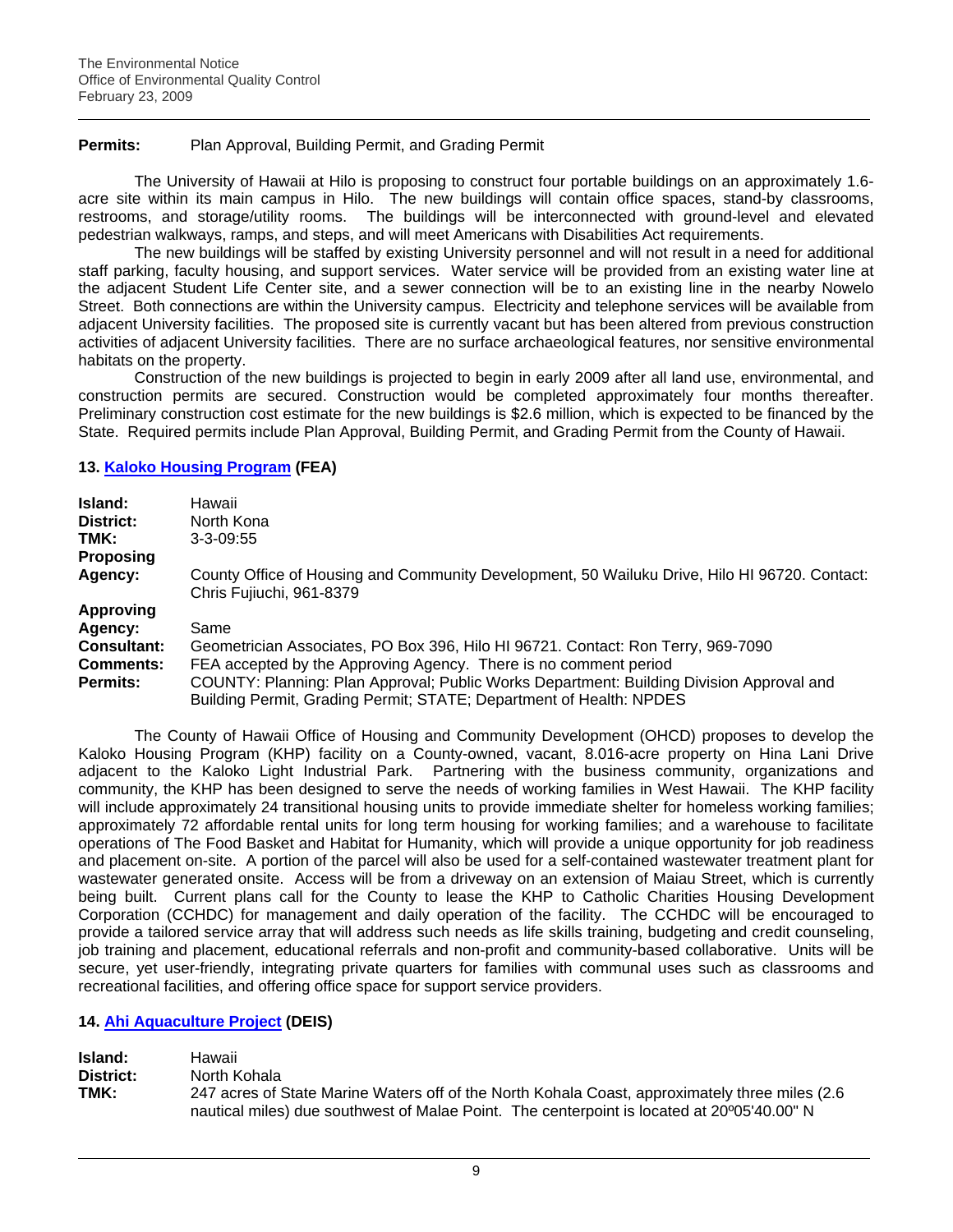**Permits:** Plan Approval, Building Permit, and Grading Permit

The University of Hawaii at Hilo is proposing to construct four portable buildings on an approximately 1.6-acre site within its main campus in Hilo. The new buildings will contain office spaces, stand-by classrooms, restrooms, and storage/utility rooms. The buildings will be interconnected with ground-level and elevated pedestrian walkways, ramps, and steps, and will meet Americans with Disabilities Act requirements.

The new buildings will be staffed by existing University personnel and will not result in a need for additional staff parking, faculty housing, and support services. Water service will be provided from an existing water line at the adjacent Student Life Center site, and a sewer connection will be to an existing line in the nearby Nowelo Street. Both connections are within the University campus. Electricity and telephone services will be available from adjacent University facilities. The proposed site is currently vacant but has been altered from previous construction activities of adjacent University facilities. There are no surface archaeological features, nor sensitive environmental habitats on the property.

Construction of the new buildings is projected to begin in early 2009 after all land use, environmental, and construction permits are secured. Construction would be completed approximately four months thereafter. Preliminary construction cost estimate for the new buildings is $2.6 million, which is expected to be financed by the State. Required permits include Plan Approval, Building Permit, and Grading Permit from the County of Hawaii.

### 13. Kaloko Housing Program (FEA)

**Island:** Hawaii
**District:** North Kona
**TMK:** 3-3-09:55
**Proposing Agency:** County Office of Housing and Community Development, 50 Wailuku Drive, Hilo HI 96720. Contact: Chris Fujiuchi, 961-8379
**Approving Agency:** Same
**Consultant:** Geometrician Associates, PO Box 396, Hilo HI 96721. Contact: Ron Terry, 969-7090
**Comments:** FEA accepted by the Approving Agency. There is no comment period
**Permits:** COUNTY: Planning: Plan Approval; Public Works Department: Building Division Approval and Building Permit, Grading Permit; STATE; Department of Health: NPDES

The County of Hawaii Office of Housing and Community Development (OHCD) proposes to develop the Kaloko Housing Program (KHP) facility on a County-owned, vacant, 8.016-acre property on Hina Lani Drive adjacent to the Kaloko Light Industrial Park. Partnering with the business community, organizations and community, the KHP has been designed to serve the needs of working families in West Hawaii. The KHP facility will include approximately 24 transitional housing units to provide immediate shelter for homeless working families; approximately 72 affordable rental units for long term housing for working families; and a warehouse to facilitate operations of The Food Basket and Habitat for Humanity, which will provide a unique opportunity for job readiness and placement on-site. A portion of the parcel will also be used for a self-contained wastewater treatment plant for wastewater generated onsite. Access will be from a driveway on an extension of Maiau Street, which is currently being built. Current plans call for the County to lease the KHP to Catholic Charities Housing Development Corporation (CCHDC) for management and daily operation of the facility. The CCHDC will be encouraged to provide a tailored service array that will address such needs as life skills training, budgeting and credit counseling, job training and placement, educational referrals and non-profit and community-based collaborative. Units will be secure, yet user-friendly, integrating private quarters for families with communal uses such as classrooms and recreational facilities, and offering office space for support service providers.

### 14. Ahi Aquaculture Project (DEIS)

**Island:** Hawaii
**District:** North Kohala
**TMK:** 247 acres of State Marine Waters off of the North Kohala Coast, approximately three miles (2.6 nautical miles) due southwest of Malae Point. The centerpoint is located at 20º05'40.00" N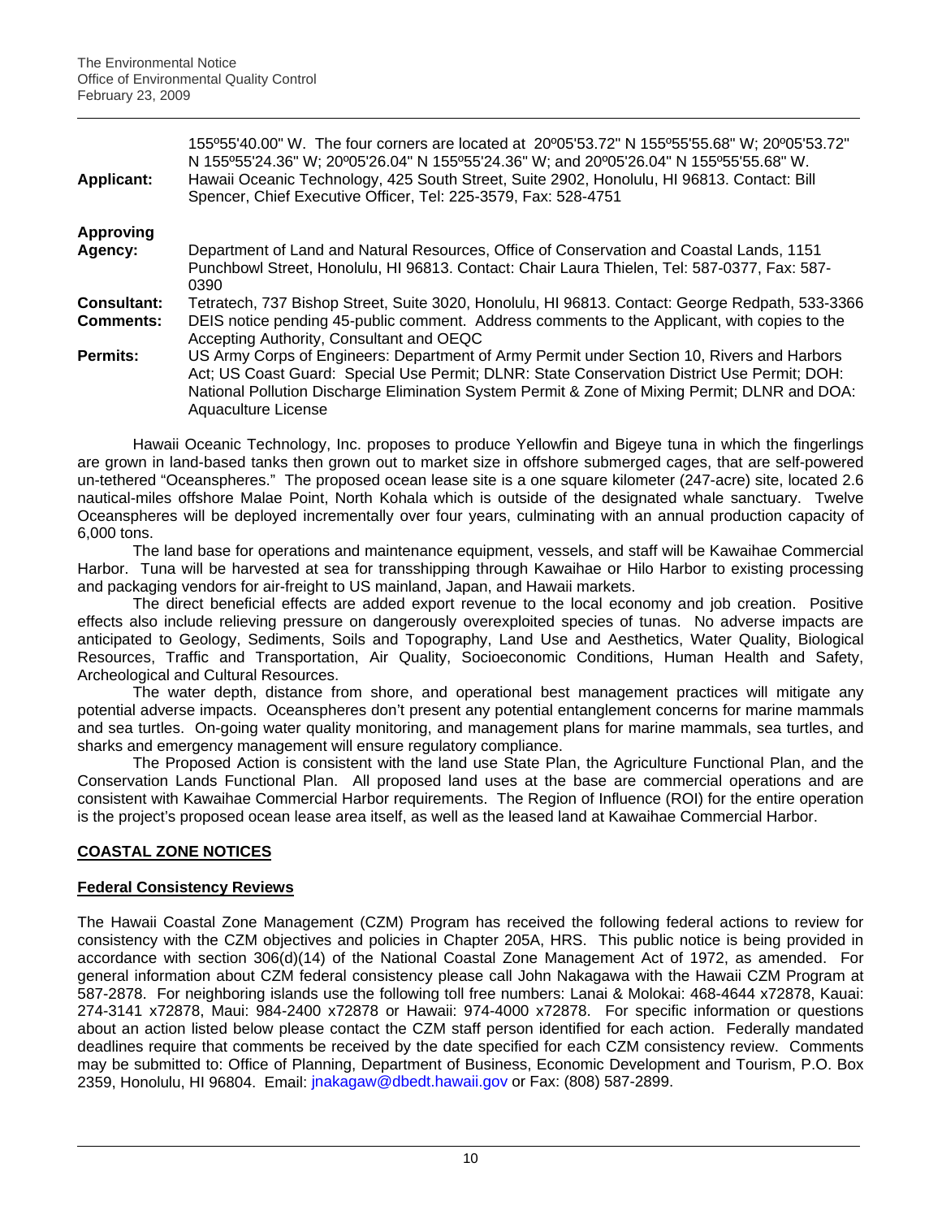155º55'40.00" W. The four corners are located at 20º05'53.72" N 155º55'55.68" W; 20º05'53.72" N 155º55'24.36" W; 20º05'26.04" N 155º55'24.36" W; and 20º05'26.04" N 155º55'55.68" W.

**Applicant:** Hawaii Oceanic Technology, 425 South Street, Suite 2902, Honolulu, HI 96813. Contact: Bill Spencer, Chief Executive Officer, Tel: 225-3579, Fax: 528-4751

**Approving Agency:** Department of Land and Natural Resources, Office of Conservation and Coastal Lands, 1151 Punchbowl Street, Honolulu, HI 96813. Contact: Chair Laura Thielen, Tel: 587-0377, Fax: 587-0390

**Consultant:** Tetratech, 737 Bishop Street, Suite 3020, Honolulu, HI 96813. Contact: George Redpath, 533-3366

**Comments:** DEIS notice pending 45-public comment. Address comments to the Applicant, with copies to the Accepting Authority, Consultant and OEQC

**Permits:** US Army Corps of Engineers: Department of Army Permit under Section 10, Rivers and Harbors Act; US Coast Guard: Special Use Permit; DLNR: State Conservation District Use Permit; DOH: National Pollution Discharge Elimination System Permit & Zone of Mixing Permit; DLNR and DOA: Aquaculture License

Hawaii Oceanic Technology, Inc. proposes to produce Yellowfin and Bigeye tuna in which the fingerlings are grown in land-based tanks then grown out to market size in offshore submerged cages, that are self-powered un-tethered "Oceanspheres." The proposed ocean lease site is a one square kilometer (247-acre) site, located 2.6 nautical-miles offshore Malae Point, North Kohala which is outside of the designated whale sanctuary. Twelve Oceanspheres will be deployed incrementally over four years, culminating with an annual production capacity of 6,000 tons.

The land base for operations and maintenance equipment, vessels, and staff will be Kawaihae Commercial Harbor. Tuna will be harvested at sea for transshipping through Kawaihae or Hilo Harbor to existing processing and packaging vendors for air-freight to US mainland, Japan, and Hawaii markets.

The direct beneficial effects are added export revenue to the local economy and job creation. Positive effects also include relieving pressure on dangerously overexploited species of tunas. No adverse impacts are anticipated to Geology, Sediments, Soils and Topography, Land Use and Aesthetics, Water Quality, Biological Resources, Traffic and Transportation, Air Quality, Socioeconomic Conditions, Human Health and Safety, Archeological and Cultural Resources.

The water depth, distance from shore, and operational best management practices will mitigate any potential adverse impacts. Oceanspheres don't present any potential entanglement concerns for marine mammals and sea turtles. On-going water quality monitoring, and management plans for marine mammals, sea turtles, and sharks and emergency management will ensure regulatory compliance.

The Proposed Action is consistent with the land use State Plan, the Agriculture Functional Plan, and the Conservation Lands Functional Plan. All proposed land uses at the base are commercial operations and are consistent with Kawaihae Commercial Harbor requirements. The Region of Influence (ROI) for the entire operation is the project's proposed ocean lease area itself, as well as the leased land at Kawaihae Commercial Harbor.

## COASTAL ZONE NOTICES

### Federal Consistency Reviews

The Hawaii Coastal Zone Management (CZM) Program has received the following federal actions to review for consistency with the CZM objectives and policies in Chapter 205A, HRS. This public notice is being provided in accordance with section 306(d)(14) of the National Coastal Zone Management Act of 1972, as amended. For general information about CZM federal consistency please call John Nakagawa with the Hawaii CZM Program at 587-2878. For neighboring islands use the following toll free numbers: Lanai & Molokai: 468-4644 x72878, Kauai: 274-3141 x72878, Maui: 984-2400 x72878 or Hawaii: 974-4000 x72878. For specific information or questions about an action listed below please contact the CZM staff person identified for each action. Federally mandated deadlines require that comments be received by the date specified for each CZM consistency review. Comments may be submitted to: Office of Planning, Department of Business, Economic Development and Tourism, P.O. Box 2359, Honolulu, HI 96804. Email: jnakagaw@dbedt.hawaii.gov or Fax: (808) 587-2899.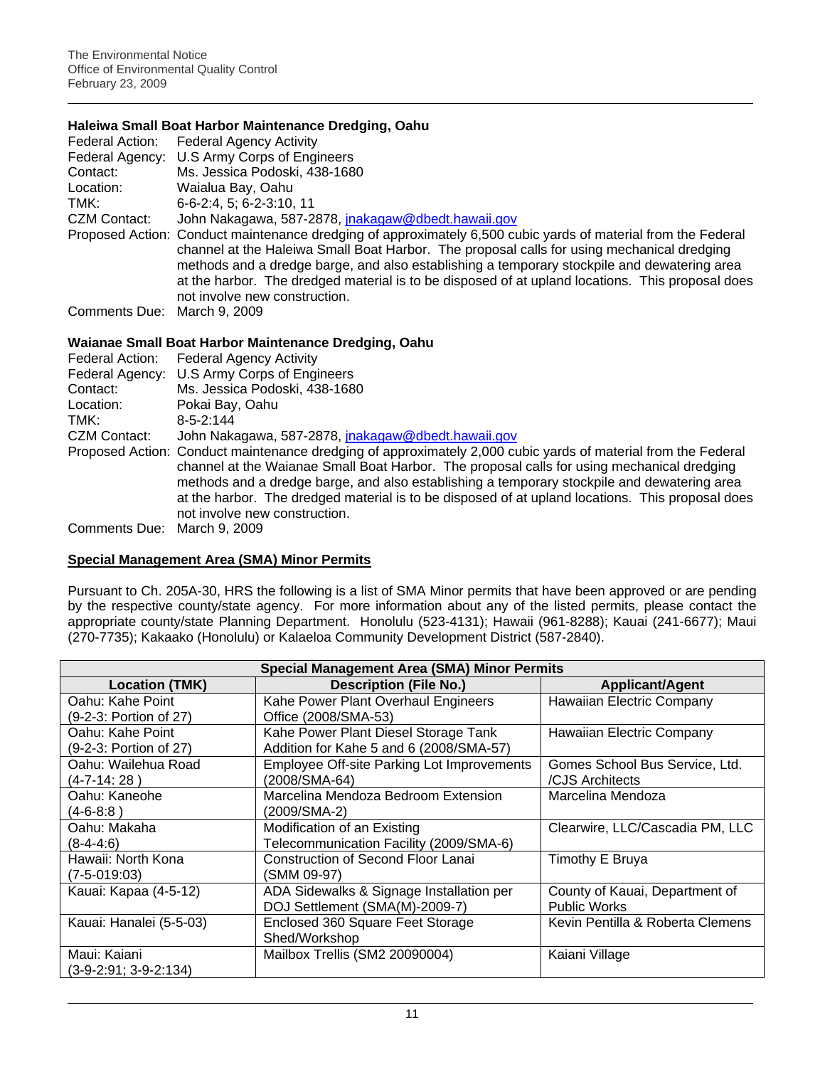### Haleiwa Small Boat Harbor Maintenance Dredging, Oahu

Federal Action: Federal Agency Activity
Federal Agency: U.S Army Corps of Engineers
Contact: Ms. Jessica Podoski, 438-1680
Location: Waialua Bay, Oahu
TMK: 6-6-2:4, 5; 6-2-3:10, 11
CZM Contact: John Nakagawa, 587-2878, jnakagaw@dbedt.hawaii.gov
Proposed Action: Conduct maintenance dredging of approximately 6,500 cubic yards of material from the Federal channel at the Haleiwa Small Boat Harbor. The proposal calls for using mechanical dredging methods and a dredge barge, and also establishing a temporary stockpile and dewatering area at the harbor. The dredged material is to be disposed of at upland locations. This proposal does not involve new construction.
Comments Due: March 9, 2009

### Waianae Small Boat Harbor Maintenance Dredging, Oahu

Federal Action: Federal Agency Activity
Federal Agency: U.S Army Corps of Engineers
Contact: Ms. Jessica Podoski, 438-1680
Location: Pokai Bay, Oahu
TMK: 8-5-2:144
CZM Contact: John Nakagawa, 587-2878, jnakagaw@dbedt.hawaii.gov
Proposed Action: Conduct maintenance dredging of approximately 2,000 cubic yards of material from the Federal channel at the Waianae Small Boat Harbor. The proposal calls for using mechanical dredging methods and a dredge barge, and also establishing a temporary stockpile and dewatering area at the harbor. The dredged material is to be disposed of at upland locations. This proposal does not involve new construction.
Comments Due: March 9, 2009

## Special Management Area (SMA) Minor Permits

Pursuant to Ch. 205A-30, HRS the following is a list of SMA Minor permits that have been approved or are pending by the respective county/state agency. For more information about any of the listed permits, please contact the appropriate county/state Planning Department. Honolulu (523-4131); Hawaii (961-8288); Kauai (241-6677); Maui (270-7735); Kakaako (Honolulu) or Kalaeloa Community Development District (587-2840).

| Special Management Area (SMA) Minor Permits | | |
|---|---|---|
| **Location (TMK)** | **Description (File No.)** | **Applicant/Agent** |
| Oahu: Kahe Point (9-2-3: Portion of 27) | Kahe Power Plant Overhaul Engineers Office (2008/SMA-53) | Hawaiian Electric Company |
| Oahu: Kahe Point (9-2-3: Portion of 27) | Kahe Power Plant Diesel Storage Tank Addition for Kahe 5 and 6 (2008/SMA-57) | Hawaiian Electric Company |
| Oahu: Wailehua Road (4-7-14: 28 ) | Employee Off-site Parking Lot Improvements (2008/SMA-64) | Gomes School Bus Service, Ltd. /CJS Architects |
| Oahu: Kaneohe (4-6-8:8 ) | Marcelina Mendoza Bedroom Extension (2009/SMA-2) | Marcelina Mendoza |
| Oahu: Makaha (8-4-4:6) | Modification of an Existing Telecommunication Facility (2009/SMA-6) | Clearwire, LLC/Cascadia PM, LLC |
| Hawaii: North Kona (7-5-019:03) | Construction of Second Floor Lanai (SMM 09-97) | Timothy E Bruya |
| Kauai: Kapaa (4-5-12) | ADA Sidewalks & Signage Installation per DOJ Settlement (SMA(M)-2009-7) | County of Kauai, Department of Public Works |
| Kauai: Hanalei (5-5-03) | Enclosed 360 Square Feet Storage Shed/Workshop | Kevin Pentilla & Roberta Clemens |
| Maui: Kaiani (3-9-2:91; 3-9-2:134) | Mailbox Trellis (SM2 20090004) | Kaiani Village |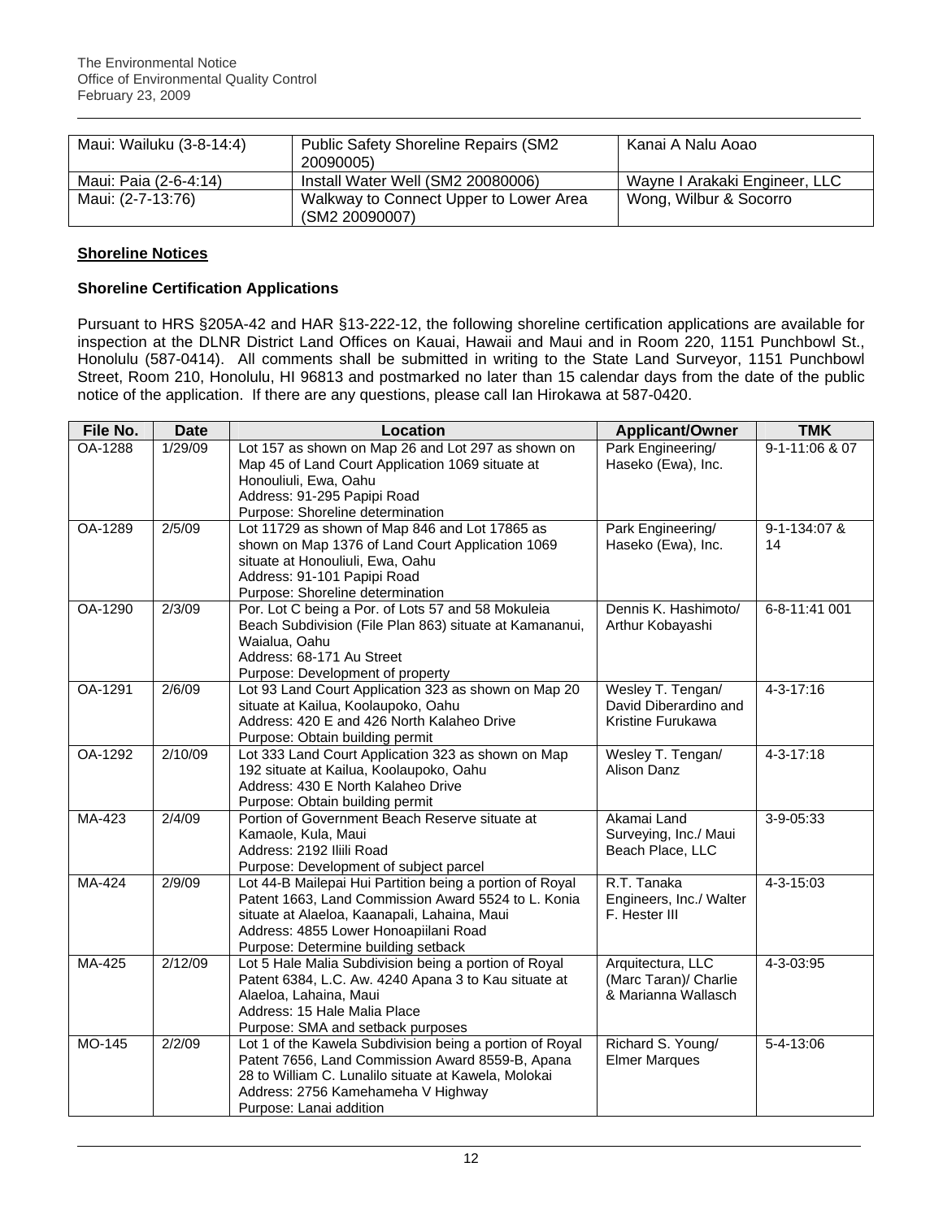| Maui: Wailuku (3-8-14:4) | Public Safety Shoreline Repairs (SM2 20090005) | Kanai A Nalu Aoao |
|---|---|---|
| Maui: Paia (2-6-4:14) | Install Water Well (SM2 20080006) | Wayne I Arakaki Engineer, LLC |
| Maui: (2-7-13:76) | Walkway to Connect Upper to Lower Area (SM2 20090007) | Wong, Wilbur & Socorro |

## Shoreline Notices

### Shoreline Certification Applications

Pursuant to HRS §205A-42 and HAR §13-222-12, the following shoreline certification applications are available for inspection at the DLNR District Land Offices on Kauai, Hawaii and Maui and in Room 220, 1151 Punchbowl St., Honolulu (587-0414). All comments shall be submitted in writing to the State Land Surveyor, 1151 Punchbowl Street, Room 210, Honolulu, HI 96813 and postmarked no later than 15 calendar days from the date of the public notice of the application. If there are any questions, please call Ian Hirokawa at 587-0420.

| File No. | Date | Location | Applicant/Owner | TMK |
|---|---|---|---|---|
| OA-1288 | 1/29/09 | Lot 157 as shown on Map 26 and Lot 297 as shown on Map 45 of Land Court Application 1069 situate at Honouliuli, Ewa, Oahu<br>Address: 91-295 Papipi Road<br>Purpose: Shoreline determination | Park Engineering/ Haseko (Ewa), Inc. | 9-1-11:06 & 07 |
| OA-1289 | 2/5/09 | Lot 11729 as shown of Map 846 and Lot 17865 as shown on Map 1376 of Land Court Application 1069 situate at Honouliuli, Ewa, Oahu<br>Address: 91-101 Papipi Road<br>Purpose: Shoreline determination | Park Engineering/ Haseko (Ewa), Inc. | 9-1-134:07 & 14 |
| OA-1290 | 2/3/09 | Por. Lot C being a Por. of Lots 57 and 58 Mokuleia Beach Subdivision (File Plan 863) situate at Kamananui, Waialua, Oahu<br>Address: 68-171 Au Street<br>Purpose: Development of property | Dennis K. Hashimoto/ Arthur Kobayashi | 6-8-11:41 001 |
| OA-1291 | 2/6/09 | Lot 93 Land Court Application 323 as shown on Map 20 situate at Kailua, Koolaupoko, Oahu<br>Address: 420 E and 426 North Kalaheo Drive<br>Purpose: Obtain building permit | Wesley T. Tengan/ David Diberardino and Kristine Furukawa | 4-3-17:16 |
| OA-1292 | 2/10/09 | Lot 333 Land Court Application 323 as shown on Map 192 situate at Kailua, Koolaupoko, Oahu<br>Address: 430 E North Kalaheo Drive<br>Purpose: Obtain building permit | Wesley T. Tengan/ Alison Danz | 4-3-17:18 |
| MA-423 | 2/4/09 | Portion of Government Beach Reserve situate at Kamaole, Kula, Maui<br>Address: 2192 Iliili Road<br>Purpose: Development of subject parcel | Akamai Land Surveying, Inc./ Maui Beach Place, LLC | 3-9-05:33 |
| MA-424 | 2/9/09 | Lot 44-B Mailepai Hui Partition being a portion of Royal Patent 1663, Land Commission Award 5524 to L. Konia situate at Alaeloa, Kaanapali, Lahaina, Maui<br>Address: 4855 Lower Honoapiilani Road<br>Purpose: Determine building setback | R.T. Tanaka Engineers, Inc./ Walter F. Hester III | 4-3-15:03 |
| MA-425 | 2/12/09 | Lot 5 Hale Malia Subdivision being a portion of Royal Patent 6384, L.C. Aw. 4240 Apana 3 to Kau situate at Alaeloa, Lahaina, Maui<br>Address: 15 Hale Malia Place<br>Purpose: SMA and setback purposes | Arquitectura, LLC (Marc Taran)/ Charlie & Marianna Wallasch | 4-3-03:95 |
| MO-145 | 2/2/09 | Lot 1 of the Kawela Subdivision being a portion of Royal Patent 7656, Land Commission Award 8559-B, Apana 28 to William C. Lunalilo situate at Kawela, Molokai<br>Address: 2756 Kamehameha V Highway<br>Purpose: Lanai addition | Richard S. Young/ Elmer Marques | 5-4-13:06 |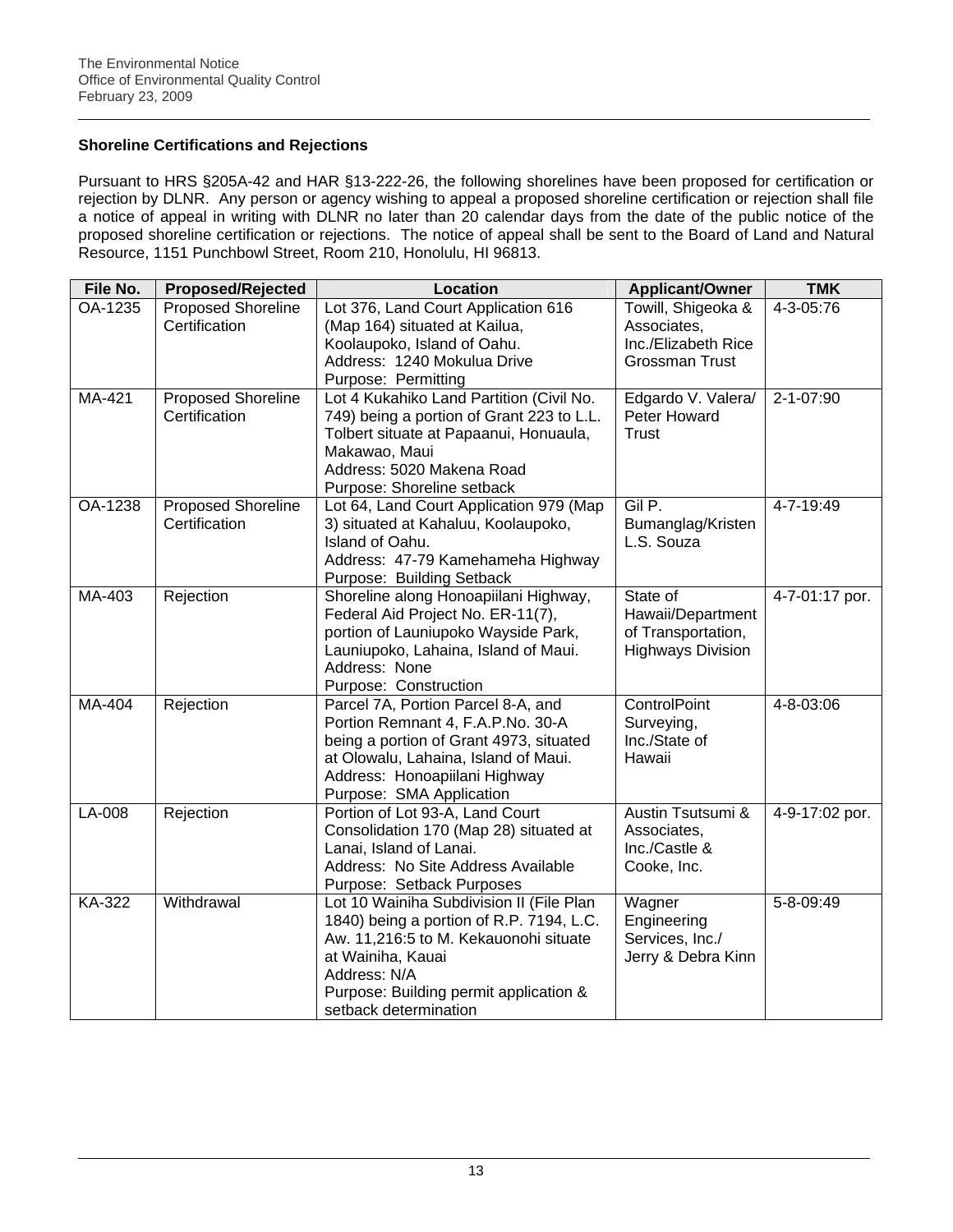### Shoreline Certifications and Rejections

Pursuant to HRS §205A-42 and HAR §13-222-26, the following shorelines have been proposed for certification or rejection by DLNR. Any person or agency wishing to appeal a proposed shoreline certification or rejection shall file a notice of appeal in writing with DLNR no later than 20 calendar days from the date of the public notice of the proposed shoreline certification or rejections. The notice of appeal shall be sent to the Board of Land and Natural Resource, 1151 Punchbowl Street, Room 210, Honolulu, HI 96813.

| File No. | Proposed/Rejected | Location | Applicant/Owner | TMK |
|---|---|---|---|---|
| OA-1235 | Proposed Shoreline Certification | Lot 376, Land Court Application 616 (Map 164) situated at Kailua, Koolaupoko, Island of Oahu.<br>Address: 1240 Mokulua Drive<br>Purpose: Permitting | Towill, Shigeoka & Associates, Inc./Elizabeth Rice Grossman Trust | 4-3-05:76 |
| MA-421 | Proposed Shoreline Certification | Lot 4 Kukahiko Land Partition (Civil No. 749) being a portion of Grant 223 to L.L. Tolbert situate at Papaanui, Honuaula, Makawao, Maui<br>Address: 5020 Makena Road<br>Purpose: Shoreline setback | Edgardo V. Valera/ Peter Howard Trust | 2-1-07:90 |
| OA-1238 | Proposed Shoreline Certification | Lot 64, Land Court Application 979 (Map 3) situated at Kahaluu, Koolaupoko, Island of Oahu.<br>Address: 47-79 Kamehameha Highway<br>Purpose: Building Setback | Gil P. Bumanglag/Kristen L.S. Souza | 4-7-19:49 |
| MA-403 | Rejection | Shoreline along Honoapiilani Highway, Federal Aid Project No. ER-11(7), portion of Launiupoko Wayside Park, Launiupoko, Lahaina, Island of Maui.<br>Address: None<br>Purpose: Construction | State of Hawaii/Department of Transportation, Highways Division | 4-7-01:17 por. |
| MA-404 | Rejection | Parcel 7A, Portion Parcel 8-A, and Portion Remnant 4, F.A.P.No. 30-A being a portion of Grant 4973, situated at Olowalu, Lahaina, Island of Maui.<br>Address: Honoapiilani Highway<br>Purpose: SMA Application | ControlPoint Surveying, Inc./State of Hawaii | 4-8-03:06 |
| LA-008 | Rejection | Portion of Lot 93-A, Land Court Consolidation 170 (Map 28) situated at Lanai, Island of Lanai.<br>Address: No Site Address Available<br>Purpose: Setback Purposes | Austin Tsutsumi & Associates, Inc./Castle & Cooke, Inc. | 4-9-17:02 por. |
| KA-322 | Withdrawal | Lot 10 Wainiha Subdivision II (File Plan 1840) being a portion of R.P. 7194, L.C. Aw. 11,216:5 to M. Kekauonohi situate at Wainiha, Kauai<br>Address: N/A<br>Purpose: Building permit application & setback determination | Wagner Engineering Services, Inc./ Jerry & Debra Kinn | 5-8-09:49 |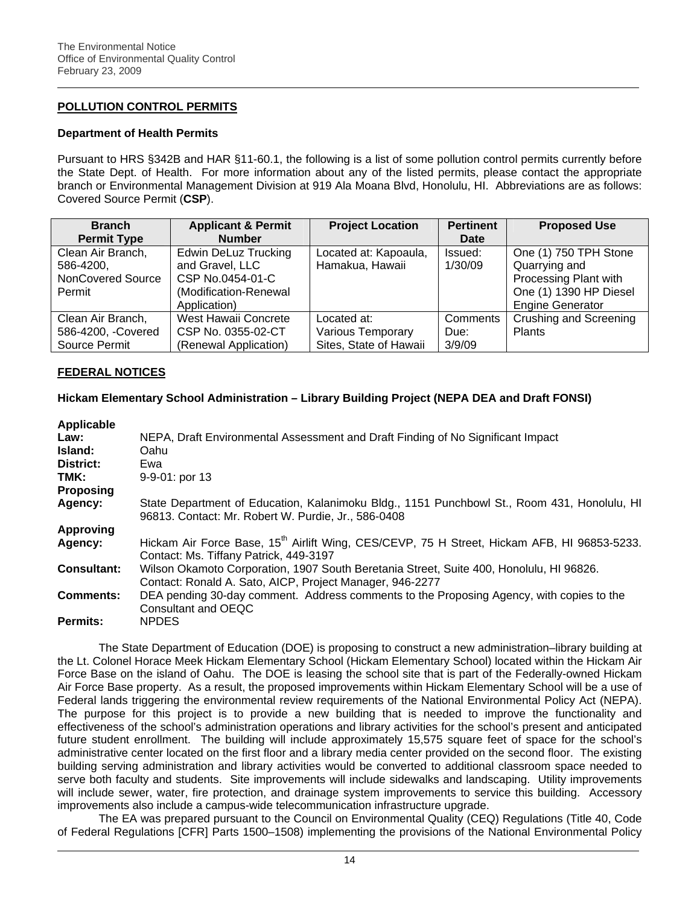## POLLUTION CONTROL PERMITS

### Department of Health Permits

Pursuant to HRS §342B and HAR §11-60.1, the following is a list of some pollution control permits currently before the State Dept. of Health. For more information about any of the listed permits, please contact the appropriate branch or Environmental Management Division at 919 Ala Moana Blvd, Honolulu, HI. Abbreviations are as follows: Covered Source Permit (**CSP**).

| Branch Permit Type | Applicant & Permit Number | Project Location | Pertinent Date | Proposed Use |
|---|---|---|---|---|
| Clean Air Branch, 586-4200, NonCovered Source Permit | Edwin DeLuz Trucking and Gravel, LLC CSP No.0454-01-C (Modification-Renewal Application) | Located at: Kapoaula, Hamakua, Hawaii | Issued: 1/30/09 | One (1) 750 TPH Stone Quarrying and Processing Plant with One (1) 1390 HP Diesel Engine Generator |
| Clean Air Branch, 586-4200, -Covered Source Permit | West Hawaii Concrete CSP No. 0355-02-CT (Renewal Application) | Located at: Various Temporary Sites, State of Hawaii | Comments Due: 3/9/09 | Crushing and Screening Plants |

## FEDERAL NOTICES

### Hickam Elementary School Administration – Library Building Project (NEPA DEA and Draft FONSI)

**Applicable Law:** NEPA, Draft Environmental Assessment and Draft Finding of No Significant Impact
**Island:** Oahu
**District:** Ewa
**TMK:** 9-9-01: por 13
**Proposing Agency:** State Department of Education, Kalanimoku Bldg., 1151 Punchbowl St., Room 431, Honolulu, HI 96813. Contact: Mr. Robert W. Purdie, Jr., 586-0408
**Approving Agency:** Hickam Air Force Base, 15th Airlift Wing, CES/CEVP, 75 H Street, Hickam AFB, HI 96853-5233. Contact: Ms. Tiffany Patrick, 449-3197
**Consultant:** Wilson Okamoto Corporation, 1907 South Beretania Street, Suite 400, Honolulu, HI 96826. Contact: Ronald A. Sato, AICP, Project Manager, 946-2277
**Comments:** DEA pending 30-day comment. Address comments to the Proposing Agency, with copies to the Consultant and OEQC
**Permits:** NPDES

The State Department of Education (DOE) is proposing to construct a new administration–library building at the Lt. Colonel Horace Meek Hickam Elementary School (Hickam Elementary School) located within the Hickam Air Force Base on the island of Oahu. The DOE is leasing the school site that is part of the Federally-owned Hickam Air Force Base property. As a result, the proposed improvements within Hickam Elementary School will be a use of Federal lands triggering the environmental review requirements of the National Environmental Policy Act (NEPA). The purpose for this project is to provide a new building that is needed to improve the functionality and effectiveness of the school's administration operations and library activities for the school's present and anticipated future student enrollment. The building will include approximately 15,575 square feet of space for the school's administrative center located on the first floor and a library media center provided on the second floor. The existing building serving administration and library activities would be converted to additional classroom space needed to serve both faculty and students. Site improvements will include sidewalks and landscaping. Utility improvements will include sewer, water, fire protection, and drainage system improvements to service this building. Accessory improvements also include a campus-wide telecommunication infrastructure upgrade.

The EA was prepared pursuant to the Council on Environmental Quality (CEQ) Regulations (Title 40, Code of Federal Regulations [CFR] Parts 1500–1508) implementing the provisions of the National Environmental Policy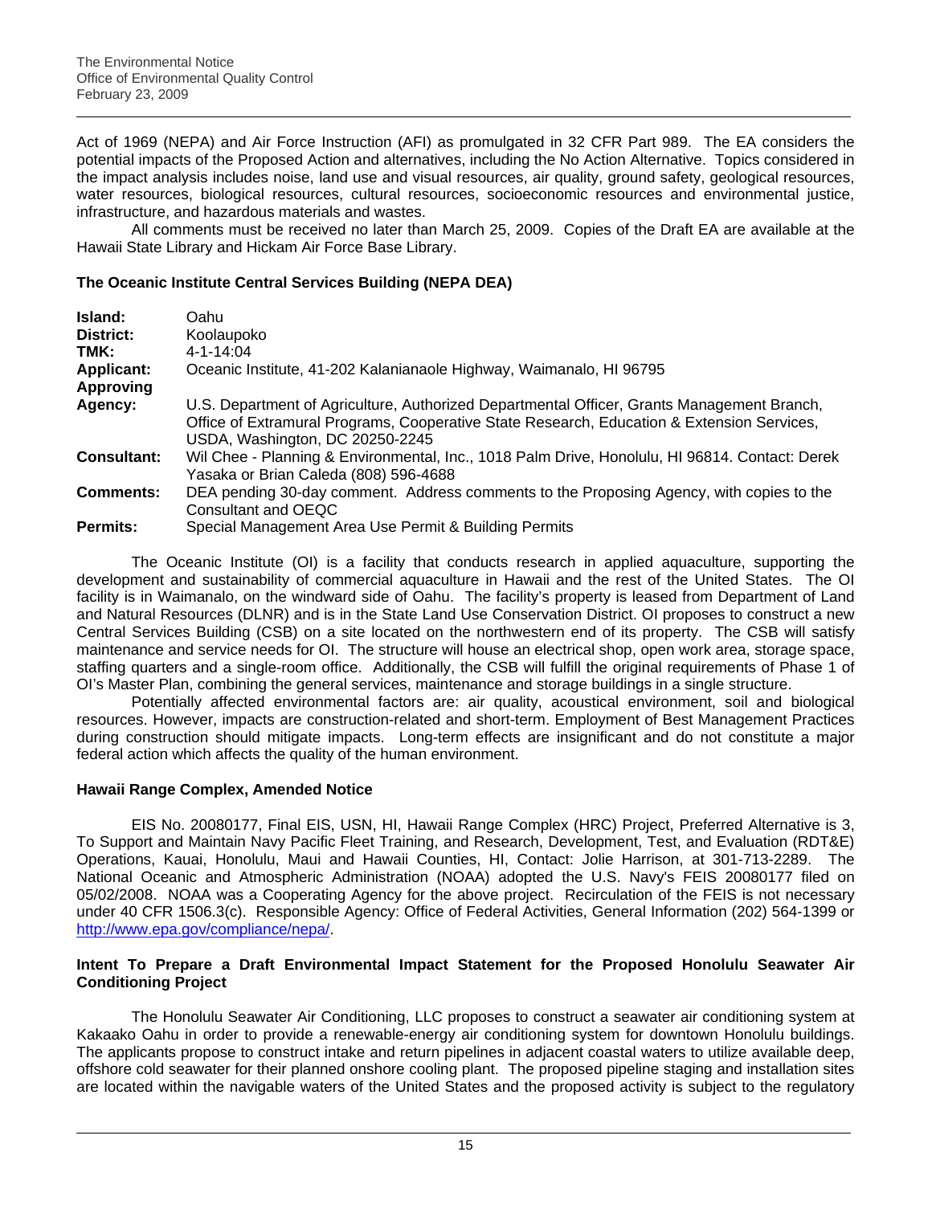Act of 1969 (NEPA) and Air Force Instruction (AFI) as promulgated in 32 CFR Part 989. The EA considers the potential impacts of the Proposed Action and alternatives, including the No Action Alternative. Topics considered in the impact analysis includes noise, land use and visual resources, air quality, ground safety, geological resources, water resources, biological resources, cultural resources, socioeconomic resources and environmental justice, infrastructure, and hazardous materials and wastes.

All comments must be received no later than March 25, 2009. Copies of the Draft EA are available at the Hawaii State Library and Hickam Air Force Base Library.

### The Oceanic Institute Central Services Building (NEPA DEA)

| | |
|---|---|
| **Island:** | Oahu |
| **District:** | Koolaupoko |
| **TMK:** | 4-1-14:04 |
| **Applicant:** | Oceanic Institute, 41-202 Kalanianaole Highway, Waimanalo, HI 96795 |
| **Approving Agency:** | U.S. Department of Agriculture, Authorized Departmental Officer, Grants Management Branch, Office of Extramural Programs, Cooperative State Research, Education & Extension Services, USDA, Washington, DC 20250-2245 |
| **Consultant:** | Wil Chee - Planning & Environmental, Inc., 1018 Palm Drive, Honolulu, HI 96814. Contact: Derek Yasaka or Brian Caleda (808) 596-4688 |
| **Comments:** | DEA pending 30-day comment. Address comments to the Proposing Agency, with copies to the Consultant and OEQC |
| **Permits:** | Special Management Area Use Permit & Building Permits |

The Oceanic Institute (OI) is a facility that conducts research in applied aquaculture, supporting the development and sustainability of commercial aquaculture in Hawaii and the rest of the United States. The OI facility is in Waimanalo, on the windward side of Oahu. The facility's property is leased from Department of Land and Natural Resources (DLNR) and is in the State Land Use Conservation District. OI proposes to construct a new Central Services Building (CSB) on a site located on the northwestern end of its property. The CSB will satisfy maintenance and service needs for OI. The structure will house an electrical shop, open work area, storage space, staffing quarters and a single-room office. Additionally, the CSB will fulfill the original requirements of Phase 1 of OI's Master Plan, combining the general services, maintenance and storage buildings in a single structure.

Potentially affected environmental factors are: air quality, acoustical environment, soil and biological resources. However, impacts are construction-related and short-term. Employment of Best Management Practices during construction should mitigate impacts. Long-term effects are insignificant and do not constitute a major federal action which affects the quality of the human environment.

### Hawaii Range Complex, Amended Notice

EIS No. 20080177, Final EIS, USN, HI, Hawaii Range Complex (HRC) Project, Preferred Alternative is 3, To Support and Maintain Navy Pacific Fleet Training, and Research, Development, Test, and Evaluation (RDT&E) Operations, Kauai, Honolulu, Maui and Hawaii Counties, HI, Contact: Jolie Harrison, at 301-713-2289. The National Oceanic and Atmospheric Administration (NOAA) adopted the U.S. Navy's FEIS 20080177 filed on 05/02/2008. NOAA was a Cooperating Agency for the above project. Recirculation of the FEIS is not necessary under 40 CFR 1506.3(c). Responsible Agency: Office of Federal Activities, General Information (202) 564-1399 or http://www.epa.gov/compliance/nepa/.

### Intent To Prepare a Draft Environmental Impact Statement for the Proposed Honolulu Seawater Air Conditioning Project

The Honolulu Seawater Air Conditioning, LLC proposes to construct a seawater air conditioning system at Kakaako Oahu in order to provide a renewable-energy air conditioning system for downtown Honolulu buildings. The applicants propose to construct intake and return pipelines in adjacent coastal waters to utilize available deep, offshore cold seawater for their planned onshore cooling plant. The proposed pipeline staging and installation sites are located within the navigable waters of the United States and the proposed activity is subject to the regulatory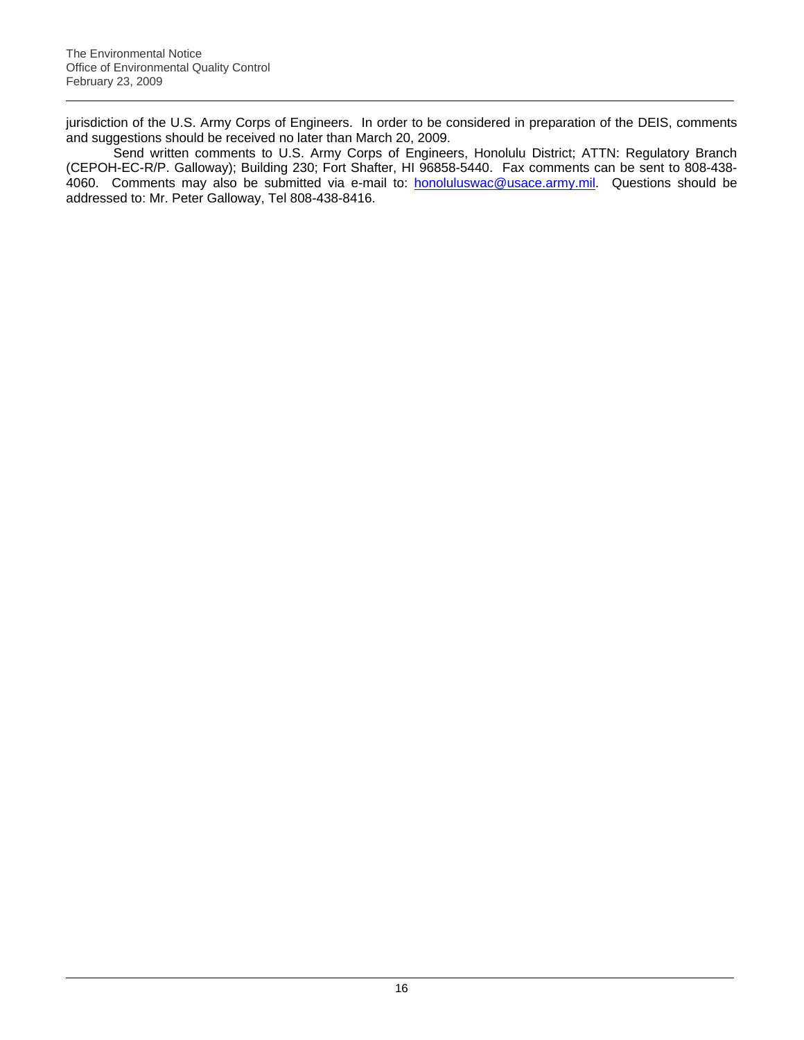jurisdiction of the U.S. Army Corps of Engineers. In order to be considered in preparation of the DEIS, comments and suggestions should be received no later than March 20, 2009.

Send written comments to U.S. Army Corps of Engineers, Honolulu District; ATTN: Regulatory Branch (CEPOH-EC-R/P. Galloway); Building 230; Fort Shafter, HI 96858-5440. Fax comments can be sent to 808-438-4060. Comments may also be submitted via e-mail to: honoluluswac@usace.army.mil. Questions should be addressed to: Mr. Peter Galloway, Tel 808-438-8416.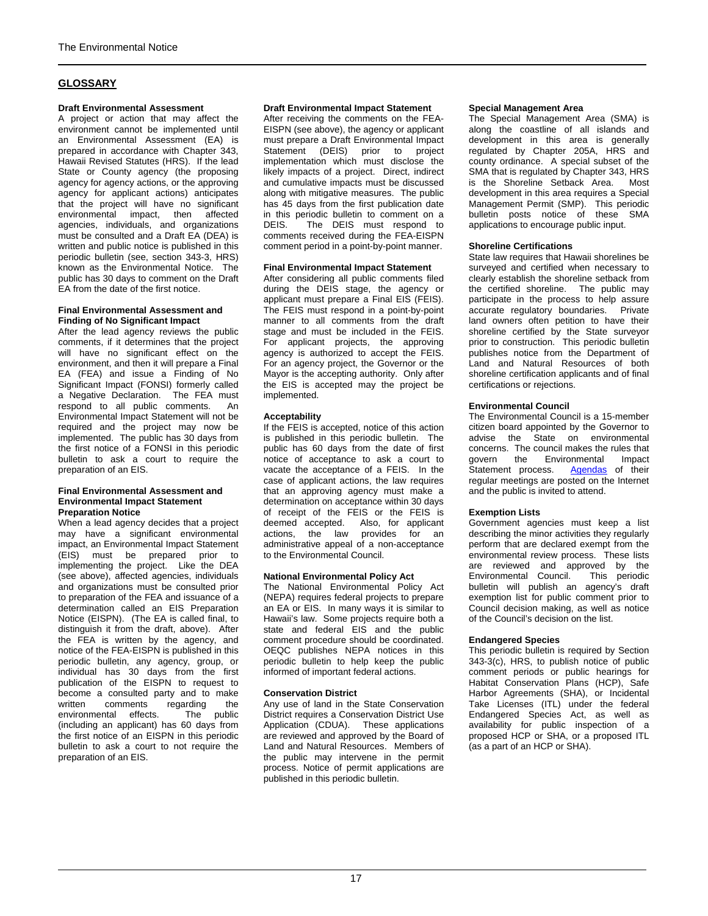## GLOSSARY

### Draft Environmental Assessment

A project or action that may affect the environment cannot be implemented until an Environmental Assessment (EA) is prepared in accordance with Chapter 343, Hawaii Revised Statutes (HRS). If the lead State or County agency (the proposing agency for agency actions, or the approving agency for applicant actions) anticipates that the project will have no significant environmental impact, then affected agencies, individuals, and organizations must be consulted and a Draft EA (DEA) is written and public notice is published in this periodic bulletin (see, section 343-3, HRS) known as the Environmental Notice. The public has 30 days to comment on the Draft EA from the date of the first notice.

### Final Environmental Assessment and Finding of No Significant Impact

After the lead agency reviews the public comments, if it determines that the project will have no significant effect on the environment, and then it will prepare a Final EA (FEA) and issue a Finding of No Significant Impact (FONSI) formerly called a Negative Declaration. The FEA must respond to all public comments. An Environmental Impact Statement will not be required and the project may now be implemented. The public has 30 days from the first notice of a FONSI in this periodic bulletin to ask a court to require the preparation of an EIS.

### Final Environmental Assessment and Environmental Impact Statement Preparation Notice

When a lead agency decides that a project may have a significant environmental impact, an Environmental Impact Statement (EIS) must be prepared prior to implementing the project. Like the DEA (see above), affected agencies, individuals and organizations must be consulted prior to preparation of the FEA and issuance of a determination called an EIS Preparation Notice (EISPN). (The EA is called final, to distinguish it from the draft, above). After the FEA is written by the agency, and notice of the FEA-EISPN is published in this periodic bulletin, any agency, group, or individual has 30 days from the first publication of the EISPN to request to become a consulted party and to make written comments regarding the environmental effects. The public (including an applicant) has 60 days from the first notice of an EISPN in this periodic bulletin to ask a court to not require the preparation of an EIS.

### Draft Environmental Impact Statement

After receiving the comments on the FEA-EISPN (see above), the agency or applicant must prepare a Draft Environmental Impact Statement (DEIS) prior to project implementation which must disclose the likely impacts of a project. Direct, indirect and cumulative impacts must be discussed along with mitigative measures. The public has 45 days from the first publication date in this periodic bulletin to comment on a DEIS. The DEIS must respond to comments received during the FEA-EISPN comment period in a point-by-point manner.

### Final Environmental Impact Statement

After considering all public comments filed during the DEIS stage, the agency or applicant must prepare a Final EIS (FEIS). The FEIS must respond in a point-by-point manner to all comments from the draft stage and must be included in the FEIS. For applicant projects, the approving agency is authorized to accept the FEIS. For an agency project, the Governor or the Mayor is the accepting authority. Only after the EIS is accepted may the project be implemented.

### Acceptability

If the FEIS is accepted, notice of this action is published in this periodic bulletin. The public has 60 days from the date of first notice of acceptance to ask a court to vacate the acceptance of a FEIS. In the case of applicant actions, the law requires that an approving agency must make a determination on acceptance within 30 days of receipt of the FEIS or the FEIS is deemed accepted. Also, for applicant actions, the law provides for an administrative appeal of a non-acceptance to the Environmental Council.

### National Environmental Policy Act

The National Environmental Policy Act (NEPA) requires federal projects to prepare an EA or EIS. In many ways it is similar to Hawaii's law. Some projects require both a state and federal EIS and the public comment procedure should be coordinated. OEQC publishes NEPA notices in this periodic bulletin to help keep the public informed of important federal actions.

### Conservation District

Any use of land in the State Conservation District requires a Conservation District Use Application (CDUA). These applications are reviewed and approved by the Board of Land and Natural Resources. Members of the public may intervene in the permit process. Notice of permit applications are published in this periodic bulletin.

### Special Management Area

The Special Management Area (SMA) is along the coastline of all islands and development in this area is generally regulated by Chapter 205A, HRS and county ordinance. A special subset of the SMA that is regulated by Chapter 343, HRS is the Shoreline Setback Area. Most development in this area requires a Special Management Permit (SMP). This periodic bulletin posts notice of these SMA applications to encourage public input.

### Shoreline Certifications

State law requires that Hawaii shorelines be surveyed and certified when necessary to clearly establish the shoreline setback from the certified shoreline. The public may participate in the process to help assure accurate regulatory boundaries. Private land owners often petition to have their shoreline certified by the State surveyor prior to construction. This periodic bulletin publishes notice from the Department of Land and Natural Resources of both shoreline certification applicants and of final certifications or rejections.

### Environmental Council

The Environmental Council is a 15-member citizen board appointed by the Governor to advise the State on environmental concerns. The council makes the rules that govern the Environmental Impact Statement process. Agendas of their regular meetings are posted on the Internet and the public is invited to attend.

### Exemption Lists

Government agencies must keep a list describing the minor activities they regularly perform that are declared exempt from the environmental review process. These lists are reviewed and approved by the Environmental Council. This periodic bulletin will publish an agency's draft exemption list for public comment prior to Council decision making, as well as notice of the Council's decision on the list.

### Endangered Species

This periodic bulletin is required by Section 343-3(c), HRS, to publish notice of public comment periods or public hearings for Habitat Conservation Plans (HCP), Safe Harbor Agreements (SHA), or Incidental Take Licenses (ITL) under the federal Endangered Species Act, as well as availability for public inspection of a proposed HCP or SHA, or a proposed ITL (as a part of an HCP or SHA).